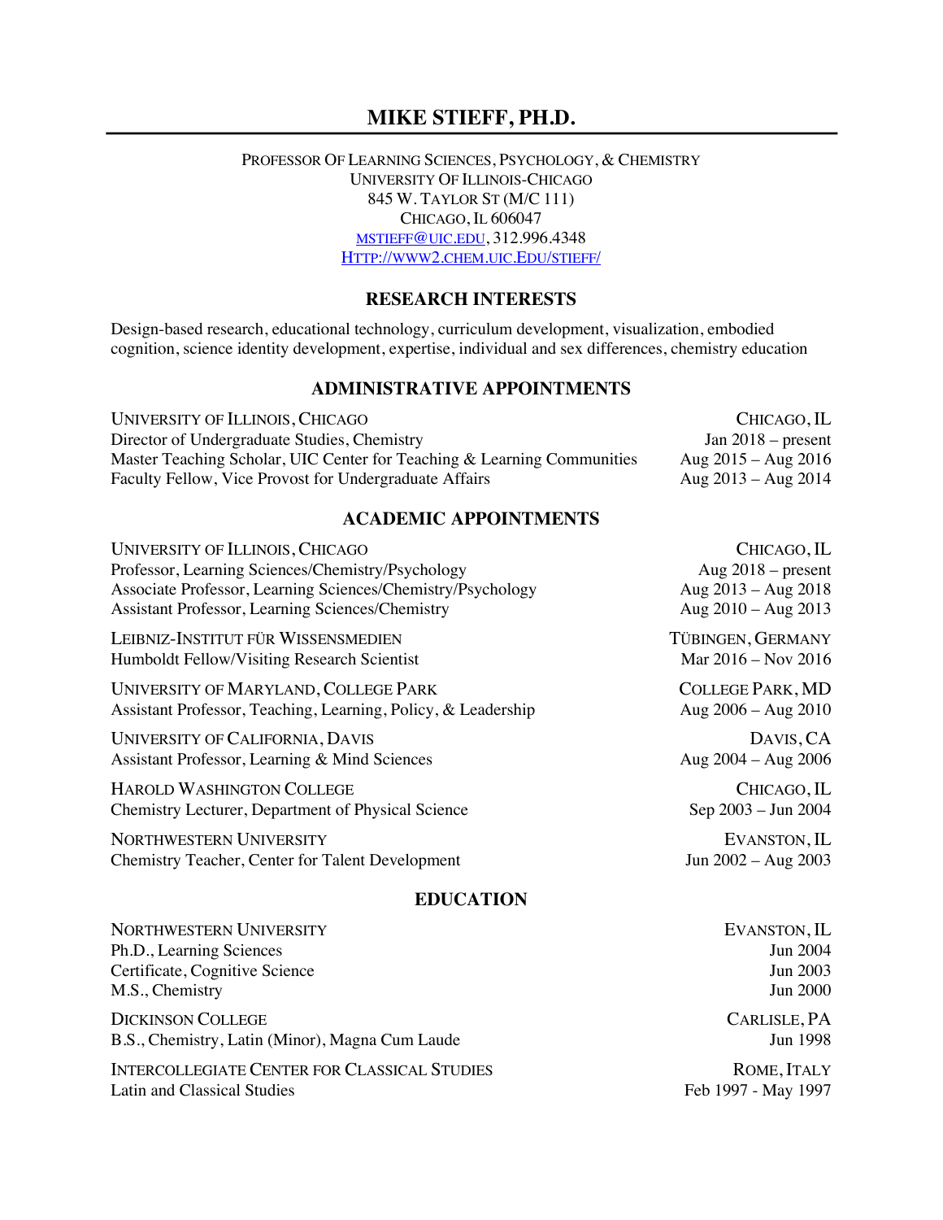# MIKE STIEFF, PH.D.

PROFESSOR OF LEARNING SCIENCES, PSYCHOLOGY, & CHEMISTRY
UNIVERSITY OF ILLINOIS-CHICAGO
845 W. TAYLOR ST (M/C 111)
CHICAGO, IL 606047
MSTIEFF@UIC.EDU, 312.996.4348
HTTP://WWW2.CHEM.UIC.EDU/STIEFF/

## RESEARCH INTERESTS

Design-based research, educational technology, curriculum development, visualization, embodied cognition, science identity development, expertise, individual and sex differences, chemistry education

## ADMINISTRATIVE APPOINTMENTS

UNIVERSITY OF ILLINOIS, CHICAGO — CHICAGO, IL
Director of Undergraduate Studies, Chemistry — Jan 2018 – present
Master Teaching Scholar, UIC Center for Teaching & Learning Communities — Aug 2015 – Aug 2016
Faculty Fellow, Vice Provost for Undergraduate Affairs — Aug 2013 – Aug 2014

## ACADEMIC APPOINTMENTS

UNIVERSITY OF ILLINOIS, CHICAGO — CHICAGO, IL
Professor, Learning Sciences/Chemistry/Psychology — Aug 2018 – present
Associate Professor, Learning Sciences/Chemistry/Psychology — Aug 2013 – Aug 2018
Assistant Professor, Learning Sciences/Chemistry — Aug 2010 – Aug 2013

LEIBNIZ-INSTITUT FÜR WISSENSMEDIEN — TÜBINGEN, GERMANY
Humboldt Fellow/Visiting Research Scientist — Mar 2016 – Nov 2016

UNIVERSITY OF MARYLAND, COLLEGE PARK — COLLEGE PARK, MD
Assistant Professor, Teaching, Learning, Policy, & Leadership — Aug 2006 – Aug 2010

UNIVERSITY OF CALIFORNIA, DAVIS — DAVIS, CA
Assistant Professor, Learning & Mind Sciences — Aug 2004 – Aug 2006

HAROLD WASHINGTON COLLEGE — CHICAGO, IL
Chemistry Lecturer, Department of Physical Science — Sep 2003 – Jun 2004

NORTHWESTERN UNIVERSITY — EVANSTON, IL
Chemistry Teacher, Center for Talent Development — Jun 2002 – Aug 2003

## EDUCATION

NORTHWESTERN UNIVERSITY — EVANSTON, IL
Ph.D., Learning Sciences — Jun 2004
Certificate, Cognitive Science — Jun 2003
M.S., Chemistry — Jun 2000

DICKINSON COLLEGE — CARLISLE, PA
B.S., Chemistry, Latin (Minor), Magna Cum Laude — Jun 1998

INTERCOLLEGIATE CENTER FOR CLASSICAL STUDIES — ROME, ITALY
Latin and Classical Studies — Feb 1997 - May 1997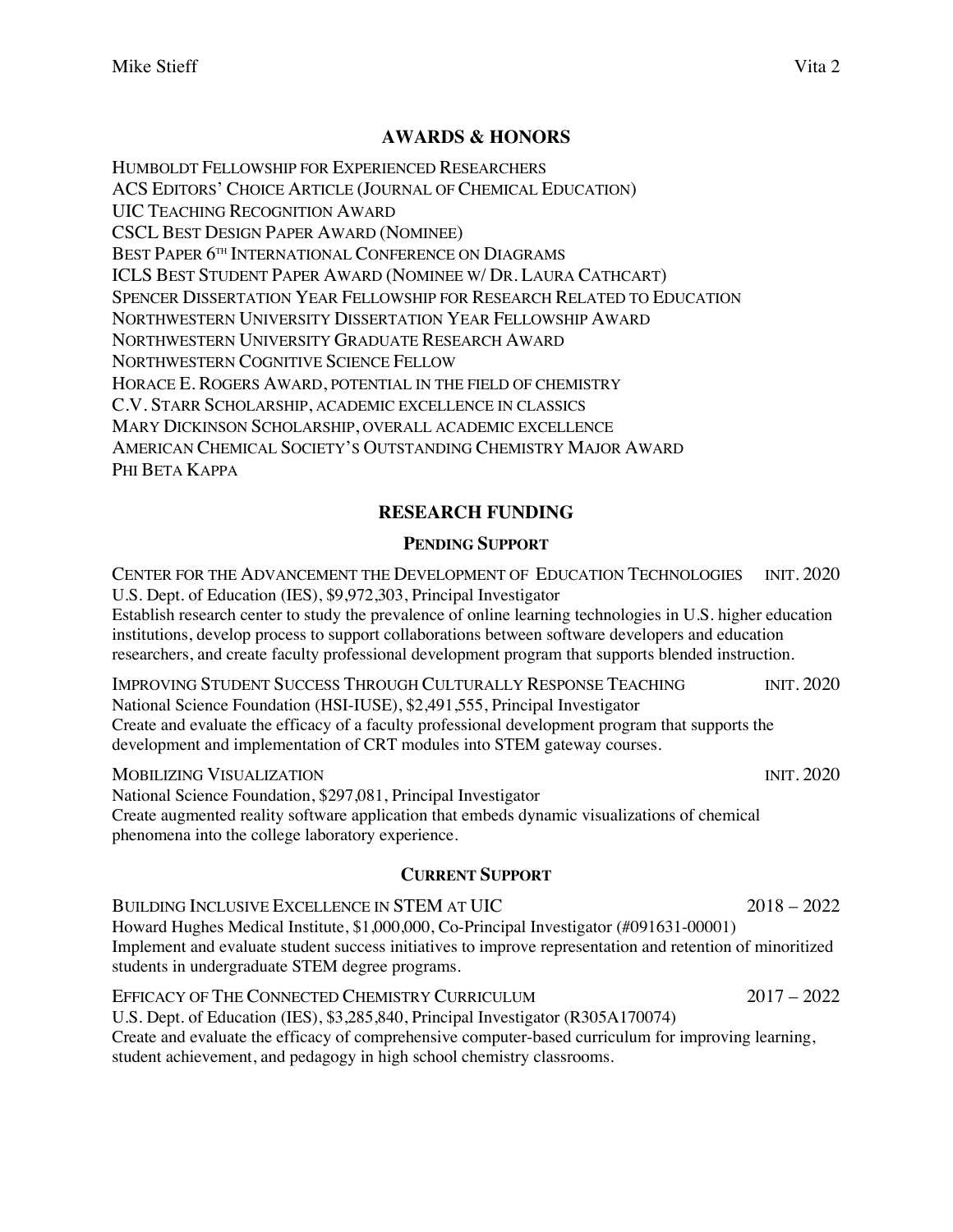## AWARDS & HONORS

Humboldt Fellowship for Experienced Researchers
ACS Editors' Choice Article (Journal of Chemical Education)
UIC Teaching Recognition Award
CSCL Best Design Paper Award (Nominee)
Best Paper 6th International Conference on Diagrams
ICLS Best Student Paper Award (Nominee w/ Dr. Laura Cathcart)
Spencer Dissertation Year Fellowship for Research Related to Education
Northwestern University Dissertation Year Fellowship Award
Northwestern University Graduate Research Award
Northwestern Cognitive Science Fellow
Horace E. Rogers Award, potential in the field of chemistry
C.V. Starr Scholarship, academic excellence in classics
Mary Dickinson Scholarship, overall academic excellence
American Chemical Society's Outstanding Chemistry Major Award
Phi Beta Kappa

## RESEARCH FUNDING

### Pending Support

Center for the Advancement the Development of Education Technologies — init. 2020
U.S. Dept. of Education (IES), $9,972,303, Principal Investigator
Establish research center to study the prevalence of online learning technologies in U.S. higher education institutions, develop process to support collaborations between software developers and education researchers, and create faculty professional development program that supports blended instruction.

Improving Student Success Through Culturally Response Teaching — init. 2020
National Science Foundation (HSI-IUSE), $2,491,555, Principal Investigator
Create and evaluate the efficacy of a faculty professional development program that supports the development and implementation of CRT modules into STEM gateway courses.

Mobilizing Visualization — init. 2020
National Science Foundation, $297,081, Principal Investigator
Create augmented reality software application that embeds dynamic visualizations of chemical phenomena into the college laboratory experience.

### Current Support

Building Inclusive Excellence in STEM at UIC — 2018 – 2022
Howard Hughes Medical Institute, $1,000,000, Co-Principal Investigator (#091631-00001)
Implement and evaluate student success initiatives to improve representation and retention of minoritized students in undergraduate STEM degree programs.

Efficacy of The Connected Chemistry Curriculum — 2017 – 2022
U.S. Dept. of Education (IES), $3,285,840, Principal Investigator (R305A170074)
Create and evaluate the efficacy of comprehensive computer-based curriculum for improving learning, student achievement, and pedagogy in high school chemistry classrooms.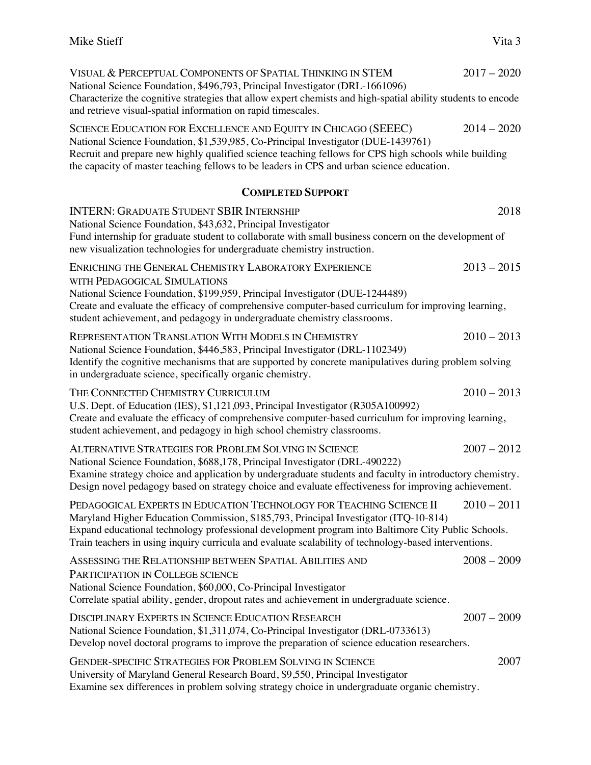VISUAL & PERCEPTUAL COMPONENTS OF SPATIAL THINKING IN STEM 2017 – 2020
National Science Foundation, $496,793, Principal Investigator (DRL-1661096)
Characterize the cognitive strategies that allow expert chemists and high-spatial ability students to encode and retrieve visual-spatial information on rapid timescales.

SCIENCE EDUCATION FOR EXCELLENCE AND EQUITY IN CHICAGO (SEEEC) 2014 – 2020
National Science Foundation, $1,539,985, Co-Principal Investigator (DUE-1439761)
Recruit and prepare new highly qualified science teaching fellows for CPS high schools while building the capacity of master teaching fellows to be leaders in CPS and urban science education.

### COMPLETED SUPPORT

INTERN: GRADUATE STUDENT SBIR INTERNSHIP 2018
National Science Foundation, $43,632, Principal Investigator
Fund internship for graduate student to collaborate with small business concern on the development of new visualization technologies for undergraduate chemistry instruction.

ENRICHING THE GENERAL CHEMISTRY LABORATORY EXPERIENCE WITH PEDAGOGICAL SIMULATIONS 2013 – 2015
National Science Foundation, $199,959, Principal Investigator (DUE-1244489)
Create and evaluate the efficacy of comprehensive computer-based curriculum for improving learning, student achievement, and pedagogy in undergraduate chemistry classrooms.

REPRESENTATION TRANSLATION WITH MODELS IN CHEMISTRY 2010 – 2013
National Science Foundation, $446,583, Principal Investigator (DRL-1102349)
Identify the cognitive mechanisms that are supported by concrete manipulatives during problem solving in undergraduate science, specifically organic chemistry.

THE CONNECTED CHEMISTRY CURRICULUM 2010 – 2013
U.S. Dept. of Education (IES), $1,121,093, Principal Investigator (R305A100992)
Create and evaluate the efficacy of comprehensive computer-based curriculum for improving learning, student achievement, and pedagogy in high school chemistry classrooms.

ALTERNATIVE STRATEGIES FOR PROBLEM SOLVING IN SCIENCE 2007 – 2012
National Science Foundation, $688,178, Principal Investigator (DRL-490222)
Examine strategy choice and application by undergraduate students and faculty in introductory chemistry. Design novel pedagogy based on strategy choice and evaluate effectiveness for improving achievement.

PEDAGOGICAL EXPERTS IN EDUCATION TECHNOLOGY FOR TEACHING SCIENCE II 2010 – 2011
Maryland Higher Education Commission, $185,793, Principal Investigator (ITQ-10-814)
Expand educational technology professional development program into Baltimore City Public Schools. Train teachers in using inquiry curricula and evaluate scalability of technology-based interventions.

ASSESSING THE RELATIONSHIP BETWEEN SPATIAL ABILITIES AND PARTICIPATION IN COLLEGE SCIENCE 2008 – 2009
National Science Foundation, $60,000, Co-Principal Investigator
Correlate spatial ability, gender, dropout rates and achievement in undergraduate science.

DISCIPLINARY EXPERTS IN SCIENCE EDUCATION RESEARCH 2007 – 2009
National Science Foundation, $1,311,074, Co-Principal Investigator (DRL-0733613)
Develop novel doctoral programs to improve the preparation of science education researchers.

GENDER-SPECIFIC STRATEGIES FOR PROBLEM SOLVING IN SCIENCE 2007
University of Maryland General Research Board, $9,550, Principal Investigator
Examine sex differences in problem solving strategy choice in undergraduate organic chemistry.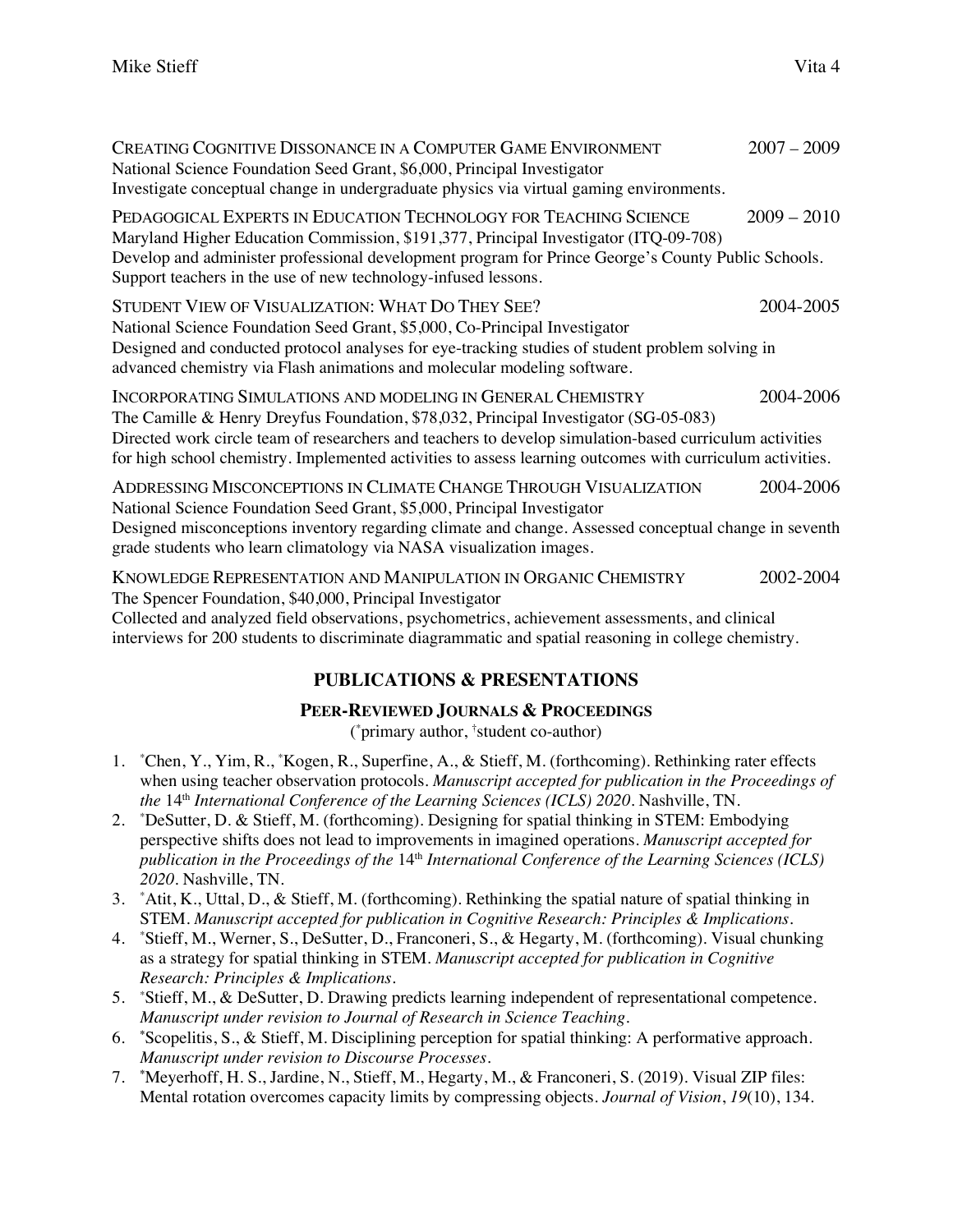CREATING COGNITIVE DISSONANCE IN A COMPUTER GAME ENVIRONMENT 2007 – 2009
National Science Foundation Seed Grant, $6,000, Principal Investigator
Investigate conceptual change in undergraduate physics via virtual gaming environments.

PEDAGOGICAL EXPERTS IN EDUCATION TECHNOLOGY FOR TEACHING SCIENCE 2009 – 2010
Maryland Higher Education Commission, $191,377, Principal Investigator (ITQ-09-708)
Develop and administer professional development program for Prince George's County Public Schools. Support teachers in the use of new technology-infused lessons.

STUDENT VIEW OF VISUALIZATION: WHAT DO THEY SEE? 2004-2005
National Science Foundation Seed Grant, $5,000, Co-Principal Investigator
Designed and conducted protocol analyses for eye-tracking studies of student problem solving in advanced chemistry via Flash animations and molecular modeling software.

INCORPORATING SIMULATIONS AND MODELING IN GENERAL CHEMISTRY 2004-2006
The Camille & Henry Dreyfus Foundation, $78,032, Principal Investigator (SG-05-083)
Directed work circle team of researchers and teachers to develop simulation-based curriculum activities for high school chemistry. Implemented activities to assess learning outcomes with curriculum activities.

ADDRESSING MISCONCEPTIONS IN CLIMATE CHANGE THROUGH VISUALIZATION 2004-2006
National Science Foundation Seed Grant, $5,000, Principal Investigator
Designed misconceptions inventory regarding climate and change. Assessed conceptual change in seventh grade students who learn climatology via NASA visualization images.

KNOWLEDGE REPRESENTATION AND MANIPULATION IN ORGANIC CHEMISTRY 2002-2004
The Spencer Foundation, $40,000, Principal Investigator
Collected and analyzed field observations, psychometrics, achievement assessments, and clinical interviews for 200 students to discriminate diagrammatic and spatial reasoning in college chemistry.

## PUBLICATIONS & PRESENTATIONS

### PEER-REVIEWED JOURNALS & PROCEEDINGS

(*primary author, †student co-author)

1. *Chen, Y., Yim, R., *Kogen, R., Superfine, A., & Stieff, M. (forthcoming). Rethinking rater effects when using teacher observation protocols. *Manuscript accepted for publication in the Proceedings of the* 14th *International Conference of the Learning Sciences (ICLS) 2020*. Nashville, TN.
2. *DeSutter, D. & Stieff, M. (forthcoming). Designing for spatial thinking in STEM: Embodying perspective shifts does not lead to improvements in imagined operations. *Manuscript accepted for publication in the Proceedings of the* 14th *International Conference of the Learning Sciences (ICLS) 2020*. Nashville, TN.
3. *Atit, K., Uttal, D., & Stieff, M. (forthcoming). Rethinking the spatial nature of spatial thinking in STEM. *Manuscript accepted for publication in Cognitive Research: Principles & Implications*.
4. *Stieff, M., Werner, S., DeSutter, D., Franconeri, S., & Hegarty, M. (forthcoming). Visual chunking as a strategy for spatial thinking in STEM. *Manuscript accepted for publication in Cognitive Research: Principles & Implications*.
5. *Stieff, M., & DeSutter, D. Drawing predicts learning independent of representational competence. *Manuscript under revision to Journal of Research in Science Teaching*.
6. *Scopelitis, S., & Stieff, M. Disciplining perception for spatial thinking: A performative approach. *Manuscript under revision to Discourse Processes*.
7. *Meyerhoff, H. S., Jardine, N., Stieff, M., Hegarty, M., & Franconeri, S. (2019). Visual ZIP files: Mental rotation overcomes capacity limits by compressing objects. *Journal of Vision*, *19*(10), 134.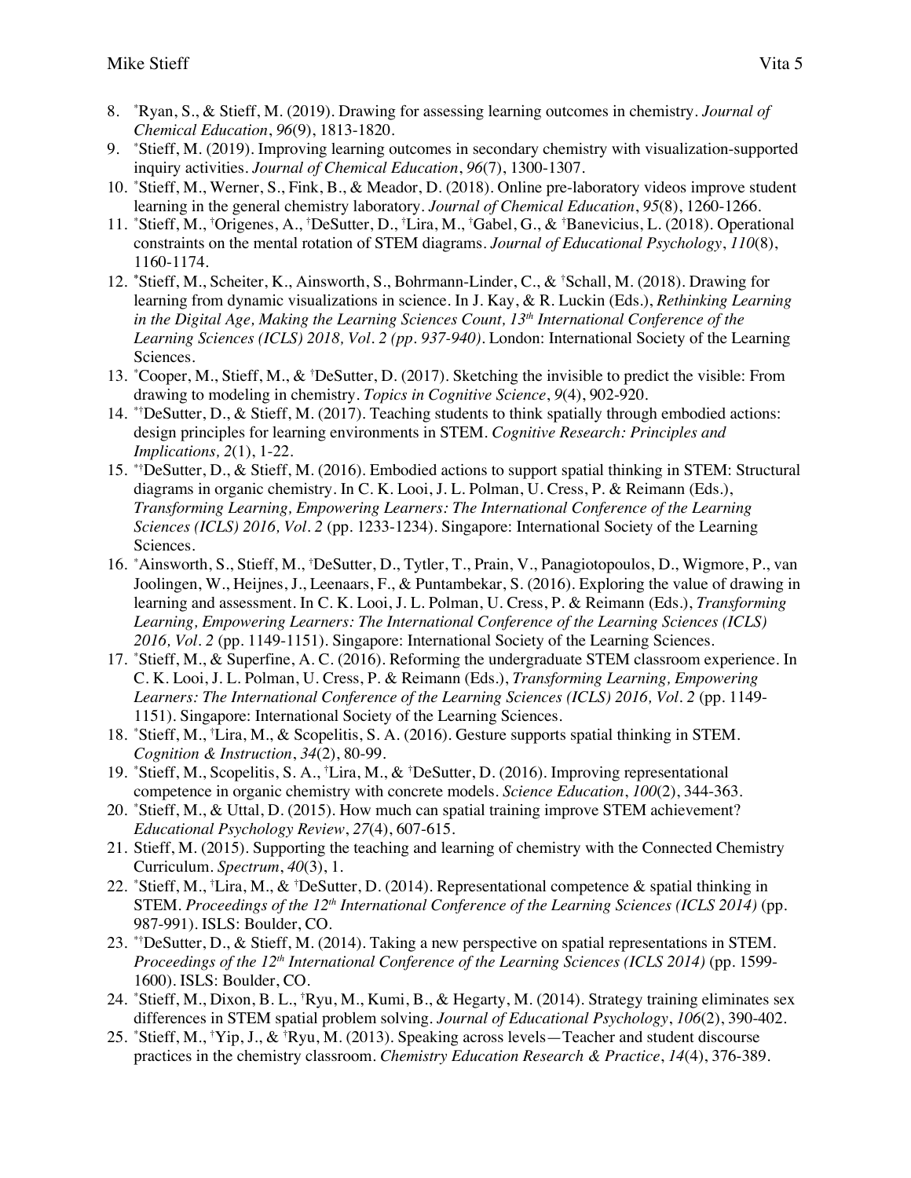8. [*]Ryan, S., & Stieff, M. (2019). Drawing for assessing learning outcomes in chemistry. *Journal of Chemical Education*, *96*(9), 1813-1820.
9. [*]Stieff, M. (2019). Improving learning outcomes in secondary chemistry with visualization-supported inquiry activities. *Journal of Chemical Education*, *96*(7), 1300-1307.
10. [*]Stieff, M., Werner, S., Fink, B., & Meador, D. (2018). Online pre-laboratory videos improve student learning in the general chemistry laboratory. *Journal of Chemical Education*, *95*(8), 1260-1266.
11. [*]Stieff, M., [†]Origenes, A., [†]DeSutter, D., [†]Lira, M., [†]Gabel, G., & [†]Banevicius, L. (2018). Operational constraints on the mental rotation of STEM diagrams. *Journal of Educational Psychology*, *110*(8), 1160-1174.
12. [*]Stieff, M., Scheiter, K., Ainsworth, S., Bohrmann-Linder, C., & [†]Schall, M. (2018). Drawing for learning from dynamic visualizations in science. In J. Kay, & R. Luckin (Eds.), *Rethinking Learning in the Digital Age, Making the Learning Sciences Count, 13[th] International Conference of the Learning Sciences (ICLS) 2018, Vol. 2 (pp. 937-940)*. London: International Society of the Learning Sciences.
13. [*]Cooper, M., Stieff, M., & [†]DeSutter, D. (2017). Sketching the invisible to predict the visible: From drawing to modeling in chemistry. *Topics in Cognitive Science*, *9*(4), 902-920.
14. [*†]DeSutter, D., & Stieff, M. (2017). Teaching students to think spatially through embodied actions: design principles for learning environments in STEM. *Cognitive Research: Principles and Implications, 2*(1), 1-22.
15. [*†]DeSutter, D., & Stieff, M. (2016). Embodied actions to support spatial thinking in STEM: Structural diagrams in organic chemistry. In C. K. Looi, J. L. Polman, U. Cress, P. & Reimann (Eds.), *Transforming Learning, Empowering Learners: The International Conference of the Learning Sciences (ICLS) 2016, Vol. 2* (pp. 1233-1234). Singapore: International Society of the Learning Sciences.
16. [*]Ainsworth, S., Stieff, M., [†]DeSutter, D., Tytler, T., Prain, V., Panagiotopoulos, D., Wigmore, P., van Joolingen, W., Heijnes, J., Leenaars, F., & Puntambekar, S. (2016). Exploring the value of drawing in learning and assessment. In C. K. Looi, J. L. Polman, U. Cress, P. & Reimann (Eds.), *Transforming Learning, Empowering Learners: The International Conference of the Learning Sciences (ICLS) 2016, Vol. 2* (pp. 1149-1151). Singapore: International Society of the Learning Sciences.
17. [*]Stieff, M., & Superfine, A. C. (2016). Reforming the undergraduate STEM classroom experience. In C. K. Looi, J. L. Polman, U. Cress, P. & Reimann (Eds.), *Transforming Learning, Empowering Learners: The International Conference of the Learning Sciences (ICLS) 2016, Vol. 2* (pp. 1149-1151). Singapore: International Society of the Learning Sciences.
18. [*]Stieff, M., [†]Lira, M., & Scopelitis, S. A. (2016). Gesture supports spatial thinking in STEM. *Cognition & Instruction*, *34*(2), 80-99.
19. [*]Stieff, M., Scopelitis, S. A., [†]Lira, M., & [†]DeSutter, D. (2016). Improving representational competence in organic chemistry with concrete models. *Science Education*, *100*(2), 344-363.
20. [*]Stieff, M., & Uttal, D. (2015). How much can spatial training improve STEM achievement? *Educational Psychology Review*, *27*(4), 607-615.
21. Stieff, M. (2015). Supporting the teaching and learning of chemistry with the Connected Chemistry Curriculum. *Spectrum*, *40*(3), 1.
22. [*]Stieff, M., [†]Lira, M., & [†]DeSutter, D. (2014). Representational competence & spatial thinking in STEM. *Proceedings of the 12[th] International Conference of the Learning Sciences (ICLS 2014)* (pp. 987-991). ISLS: Boulder, CO.
23. [*†]DeSutter, D., & Stieff, M. (2014). Taking a new perspective on spatial representations in STEM. *Proceedings of the 12[th] International Conference of the Learning Sciences (ICLS 2014)* (pp. 1599-1600). ISLS: Boulder, CO.
24. [*]Stieff, M., Dixon, B. L., [†]Ryu, M., Kumi, B., & Hegarty, M. (2014). Strategy training eliminates sex differences in STEM spatial problem solving. *Journal of Educational Psychology*, *106*(2), 390-402.
25. [*]Stieff, M., [†]Yip, J., & [†]Ryu, M. (2013). Speaking across levels—Teacher and student discourse practices in the chemistry classroom. *Chemistry Education Research & Practice*, *14*(4), 376-389.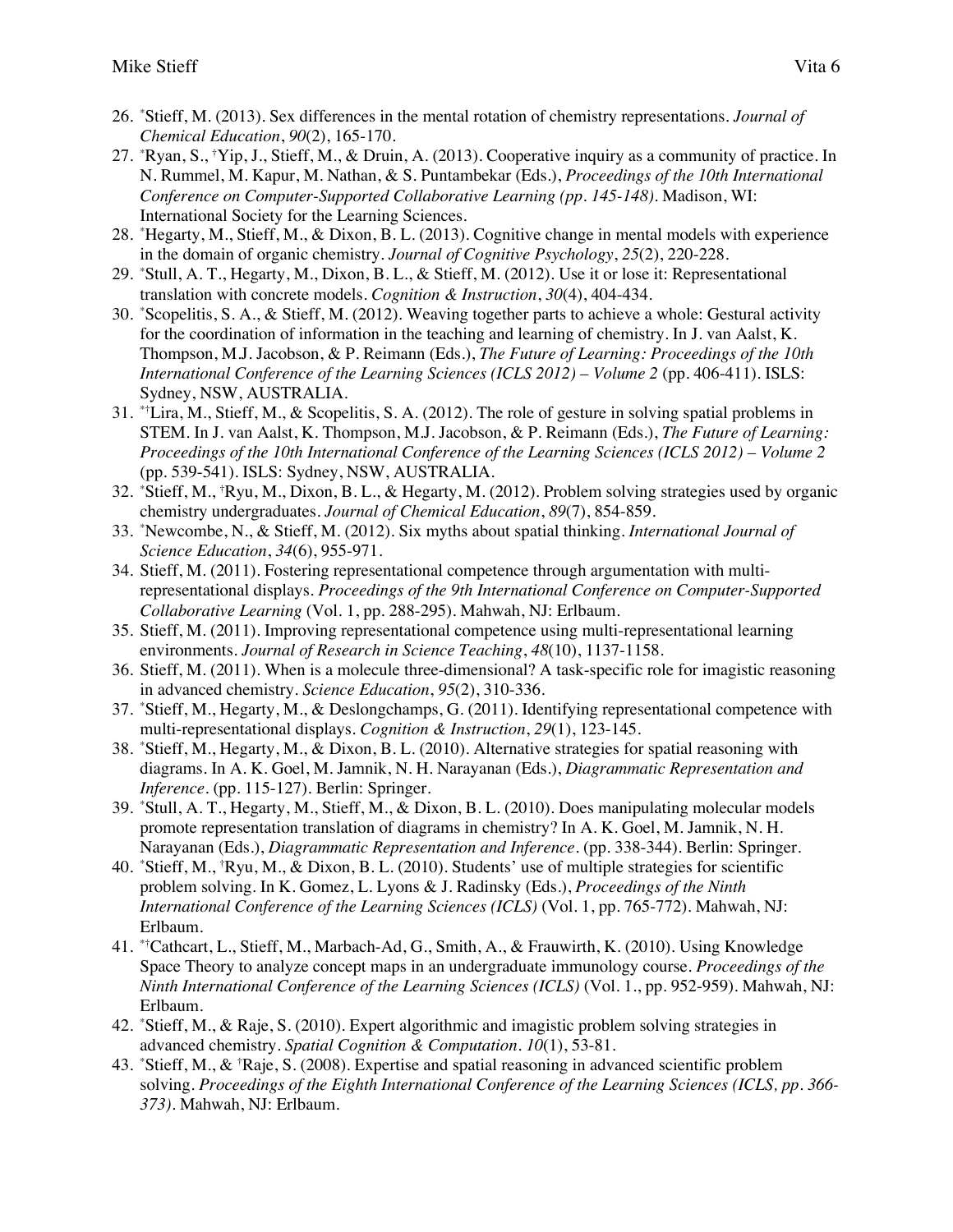26. [*]Stieff, M. (2013). Sex differences in the mental rotation of chemistry representations. *Journal of Chemical Education*, *90*(2), 165-170.
27. [*]Ryan, S., [†]Yip, J., Stieff, M., & Druin, A. (2013). Cooperative inquiry as a community of practice. In N. Rummel, M. Kapur, M. Nathan, & S. Puntambekar (Eds.), *Proceedings of the 10th International Conference on Computer-Supported Collaborative Learning (pp. 145-148)*. Madison, WI: International Society for the Learning Sciences.
28. [*]Hegarty, M., Stieff, M., & Dixon, B. L. (2013). Cognitive change in mental models with experience in the domain of organic chemistry. *Journal of Cognitive Psychology*, *25*(2), 220-228.
29. [*]Stull, A. T., Hegarty, M., Dixon, B. L., & Stieff, M. (2012). Use it or lose it: Representational translation with concrete models. *Cognition & Instruction*, *30*(4), 404-434.
30. [*]Scopelitis, S. A., & Stieff, M. (2012). Weaving together parts to achieve a whole: Gestural activity for the coordination of information in the teaching and learning of chemistry. In J. van Aalst, K. Thompson, M.J. Jacobson, & P. Reimann (Eds.), *The Future of Learning: Proceedings of the 10th International Conference of the Learning Sciences (ICLS 2012) – Volume 2* (pp. 406-411). ISLS: Sydney, NSW, AUSTRALIA.
31. [*†]Lira, M., Stieff, M., & Scopelitis, S. A. (2012). The role of gesture in solving spatial problems in STEM. In J. van Aalst, K. Thompson, M.J. Jacobson, & P. Reimann (Eds.), *The Future of Learning: Proceedings of the 10th International Conference of the Learning Sciences (ICLS 2012) – Volume 2* (pp. 539-541). ISLS: Sydney, NSW, AUSTRALIA.
32. [*]Stieff, M., [†]Ryu, M., Dixon, B. L., & Hegarty, M. (2012). Problem solving strategies used by organic chemistry undergraduates. *Journal of Chemical Education*, *89*(7), 854-859.
33. [*]Newcombe, N., & Stieff, M. (2012). Six myths about spatial thinking. *International Journal of Science Education*, *34*(6), 955-971.
34. Stieff, M. (2011). Fostering representational competence through argumentation with multi-representational displays. *Proceedings of the 9th International Conference on Computer-Supported Collaborative Learning* (Vol. 1, pp. 288-295). Mahwah, NJ: Erlbaum.
35. Stieff, M. (2011). Improving representational competence using multi-representational learning environments. *Journal of Research in Science Teaching*, *48*(10), 1137-1158.
36. Stieff, M. (2011). When is a molecule three-dimensional? A task-specific role for imagistic reasoning in advanced chemistry. *Science Education*, *95*(2), 310-336.
37. [*]Stieff, M., Hegarty, M., & Deslongchamps, G. (2011). Identifying representational competence with multi-representational displays. *Cognition & Instruction*, *29*(1), 123-145.
38. [*]Stieff, M., Hegarty, M., & Dixon, B. L. (2010). Alternative strategies for spatial reasoning with diagrams. In A. K. Goel, M. Jamnik, N. H. Narayanan (Eds.), *Diagrammatic Representation and Inference*. (pp. 115-127). Berlin: Springer.
39. [*]Stull, A. T., Hegarty, M., Stieff, M., & Dixon, B. L. (2010). Does manipulating molecular models promote representation translation of diagrams in chemistry? In A. K. Goel, M. Jamnik, N. H. Narayanan (Eds.), *Diagrammatic Representation and Inference*. (pp. 338-344). Berlin: Springer.
40. [*]Stieff, M., [†]Ryu, M., & Dixon, B. L. (2010). Students' use of multiple strategies for scientific problem solving. In K. Gomez, L. Lyons & J. Radinsky (Eds.), *Proceedings of the Ninth International Conference of the Learning Sciences (ICLS)* (Vol. 1, pp. 765-772). Mahwah, NJ: Erlbaum.
41. [*†]Cathcart, L., Stieff, M., Marbach-Ad, G., Smith, A., & Frauwirth, K. (2010). Using Knowledge Space Theory to analyze concept maps in an undergraduate immunology course. *Proceedings of the Ninth International Conference of the Learning Sciences (ICLS)* (Vol. 1., pp. 952-959). Mahwah, NJ: Erlbaum.
42. [*]Stieff, M., & Raje, S. (2010). Expert algorithmic and imagistic problem solving strategies in advanced chemistry. *Spatial Cognition & Computation*. *10*(1), 53-81.
43. [*]Stieff, M., & [†]Raje, S. (2008). Expertise and spatial reasoning in advanced scientific problem solving. *Proceedings of the Eighth International Conference of the Learning Sciences (ICLS, pp. 366-373)*. Mahwah, NJ: Erlbaum.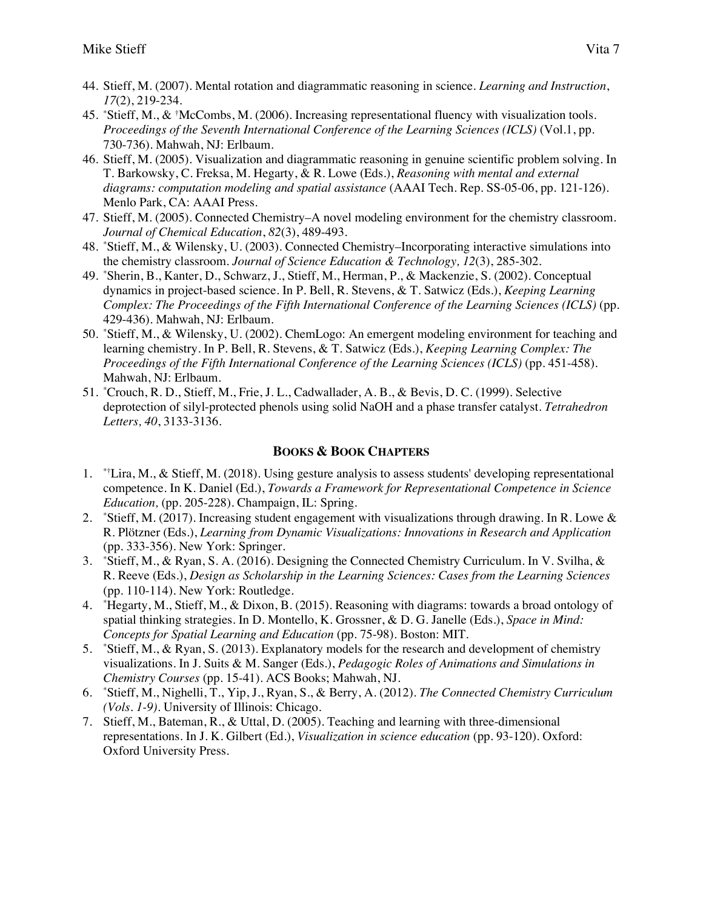44. Stieff, M. (2007). Mental rotation and diagrammatic reasoning in science. *Learning and Instruction*, *17*(2), 219-234.
45. [*]Stieff, M., & [†]McCombs, M. (2006). Increasing representational fluency with visualization tools. *Proceedings of the Seventh International Conference of the Learning Sciences (ICLS)* (Vol.1, pp. 730-736). Mahwah, NJ: Erlbaum.
46. Stieff, M. (2005). Visualization and diagrammatic reasoning in genuine scientific problem solving. In T. Barkowsky, C. Freksa, M. Hegarty, & R. Lowe (Eds.), *Reasoning with mental and external diagrams: computation modeling and spatial assistance* (AAAI Tech. Rep. SS-05-06, pp. 121-126). Menlo Park, CA: AAAI Press.
47. Stieff, M. (2005). Connected Chemistry–A novel modeling environment for the chemistry classroom. *Journal of Chemical Education*, *82*(3), 489-493.
48. [*]Stieff, M., & Wilensky, U. (2003). Connected Chemistry–Incorporating interactive simulations into the chemistry classroom. *Journal of Science Education & Technology, 12*(3), 285-302.
49. [*]Sherin, B., Kanter, D., Schwarz, J., Stieff, M., Herman, P., & Mackenzie, S. (2002). Conceptual dynamics in project-based science. In P. Bell, R. Stevens, & T. Satwicz (Eds.), *Keeping Learning Complex: The Proceedings of the Fifth International Conference of the Learning Sciences (ICLS)* (pp. 429-436). Mahwah, NJ: Erlbaum.
50. [*]Stieff, M., & Wilensky, U. (2002). ChemLogo: An emergent modeling environment for teaching and learning chemistry. In P. Bell, R. Stevens, & T. Satwicz (Eds.), *Keeping Learning Complex: The Proceedings of the Fifth International Conference of the Learning Sciences (ICLS)* (pp. 451-458). Mahwah, NJ: Erlbaum.
51. [*]Crouch, R. D., Stieff, M., Frie, J. L., Cadwallader, A. B., & Bevis, D. C. (1999). Selective deprotection of silyl-protected phenols using solid NaOH and a phase transfer catalyst. *Tetrahedron Letters, 40*, 3133-3136.

## BOOKS & BOOK CHAPTERS

1. [*†]Lira, M., & Stieff, M. (2018). Using gesture analysis to assess students' developing representational competence. In K. Daniel (Ed.), *Towards a Framework for Representational Competence in Science Education,* (pp. 205-228). Champaign, IL: Spring.
2. [*]Stieff, M. (2017). Increasing student engagement with visualizations through drawing. In R. Lowe & R. Plötzner (Eds.), *Learning from Dynamic Visualizations: Innovations in Research and Application* (pp. 333-356). New York: Springer.
3. [*]Stieff, M., & Ryan, S. A. (2016). Designing the Connected Chemistry Curriculum. In V. Svilha, & R. Reeve (Eds.), *Design as Scholarship in the Learning Sciences: Cases from the Learning Sciences* (pp. 110-114). New York: Routledge.
4. [*]Hegarty, M., Stieff, M., & Dixon, B. (2015). Reasoning with diagrams: towards a broad ontology of spatial thinking strategies. In D. Montello, K. Grossner, & D. G. Janelle (Eds.), *Space in Mind: Concepts for Spatial Learning and Education* (pp. 75-98). Boston: MIT.
5. [*]Stieff, M., & Ryan, S. (2013). Explanatory models for the research and development of chemistry visualizations. In J. Suits & M. Sanger (Eds.), *Pedagogic Roles of Animations and Simulations in Chemistry Courses* (pp. 15-41). ACS Books; Mahwah, NJ.
6. [*]Stieff, M., Nighelli, T., Yip, J., Ryan, S., & Berry, A. (2012). *The Connected Chemistry Curriculum (Vols. 1-9)*. University of Illinois: Chicago.
7. Stieff, M., Bateman, R., & Uttal, D. (2005). Teaching and learning with three-dimensional representations. In J. K. Gilbert (Ed.), *Visualization in science education* (pp. 93-120). Oxford: Oxford University Press.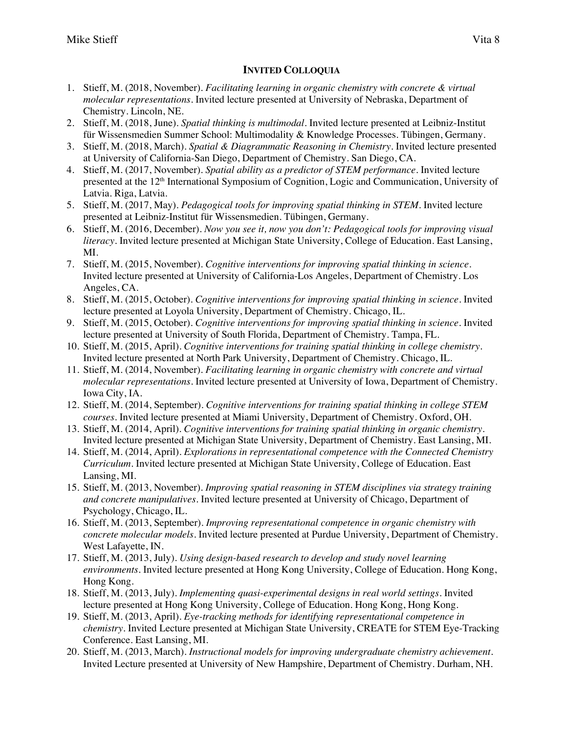## INVITED COLLOQUIA

1. Stieff, M. (2018, November). *Facilitating learning in organic chemistry with concrete & virtual molecular representations*. Invited lecture presented at University of Nebraska, Department of Chemistry. Lincoln, NE.
2. Stieff, M. (2018, June). *Spatial thinking is multimodal*. Invited lecture presented at Leibniz-Institut für Wissensmedien Summer School: Multimodality & Knowledge Processes. Tübingen, Germany.
3. Stieff, M. (2018, March). *Spatial & Diagrammatic Reasoning in Chemistry*. Invited lecture presented at University of California-San Diego, Department of Chemistry. San Diego, CA.
4. Stieff, M. (2017, November). *Spatial ability as a predictor of STEM performance*. Invited lecture presented at the 12th International Symposium of Cognition, Logic and Communication, University of Latvia. Riga, Latvia.
5. Stieff, M. (2017, May). *Pedagogical tools for improving spatial thinking in STEM*. Invited lecture presented at Leibniz-Institut für Wissensmedien. Tübingen, Germany.
6. Stieff, M. (2016, December). *Now you see it, now you don't: Pedagogical tools for improving visual literacy*. Invited lecture presented at Michigan State University, College of Education. East Lansing, MI.
7. Stieff, M. (2015, November). *Cognitive interventions for improving spatial thinking in science*. Invited lecture presented at University of California-Los Angeles, Department of Chemistry. Los Angeles, CA.
8. Stieff, M. (2015, October). *Cognitive interventions for improving spatial thinking in science*. Invited lecture presented at Loyola University, Department of Chemistry. Chicago, IL.
9. Stieff, M. (2015, October). *Cognitive interventions for improving spatial thinking in science*. Invited lecture presented at University of South Florida, Department of Chemistry. Tampa, FL.
10. Stieff, M. (2015, April). *Cognitive interventions for training spatial thinking in college chemistry*. Invited lecture presented at North Park University, Department of Chemistry. Chicago, IL.
11. Stieff, M. (2014, November). *Facilitating learning in organic chemistry with concrete and virtual molecular representations*. Invited lecture presented at University of Iowa, Department of Chemistry. Iowa City, IA.
12. Stieff, M. (2014, September). *Cognitive interventions for training spatial thinking in college STEM courses*. Invited lecture presented at Miami University, Department of Chemistry. Oxford, OH.
13. Stieff, M. (2014, April). *Cognitive interventions for training spatial thinking in organic chemistry*. Invited lecture presented at Michigan State University, Department of Chemistry. East Lansing, MI.
14. Stieff, M. (2014, April). *Explorations in representational competence with the Connected Chemistry Curriculum*. Invited lecture presented at Michigan State University, College of Education. East Lansing, MI.
15. Stieff, M. (2013, November). *Improving spatial reasoning in STEM disciplines via strategy training and concrete manipulatives*. Invited lecture presented at University of Chicago, Department of Psychology, Chicago, IL.
16. Stieff, M. (2013, September). *Improving representational competence in organic chemistry with concrete molecular models*. Invited lecture presented at Purdue University, Department of Chemistry. West Lafayette, IN.
17. Stieff, M. (2013, July). *Using design-based research to develop and study novel learning environments*. Invited lecture presented at Hong Kong University, College of Education. Hong Kong, Hong Kong.
18. Stieff, M. (2013, July). *Implementing quasi-experimental designs in real world settings*. Invited lecture presented at Hong Kong University, College of Education. Hong Kong, Hong Kong.
19. Stieff, M. (2013, April). *Eye-tracking methods for identifying representational competence in chemistry*. Invited Lecture presented at Michigan State University, CREATE for STEM Eye-Tracking Conference. East Lansing, MI.
20. Stieff, M. (2013, March). *Instructional models for improving undergraduate chemistry achievement*. Invited Lecture presented at University of New Hampshire, Department of Chemistry. Durham, NH.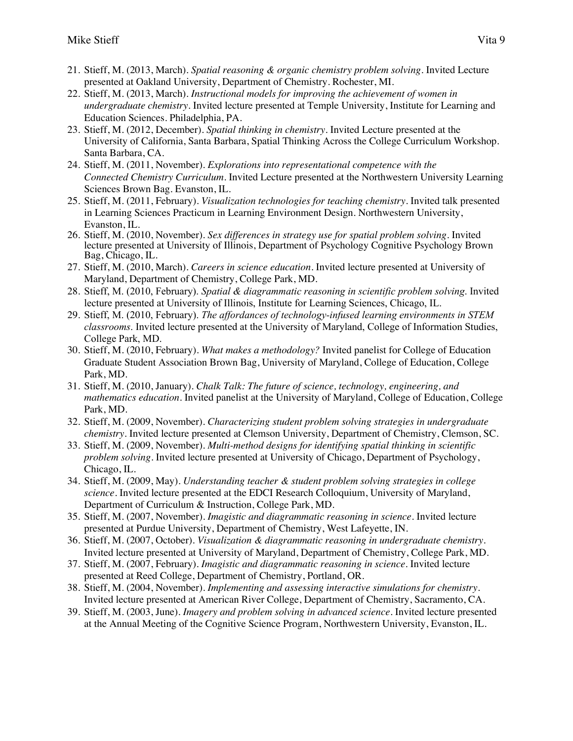21. Stieff, M. (2013, March). *Spatial reasoning & organic chemistry problem solving*. Invited Lecture presented at Oakland University, Department of Chemistry. Rochester, MI.
22. Stieff, M. (2013, March). *Instructional models for improving the achievement of women in undergraduate chemistry*. Invited lecture presented at Temple University, Institute for Learning and Education Sciences. Philadelphia, PA.
23. Stieff, M. (2012, December). *Spatial thinking in chemistry*. Invited Lecture presented at the University of California, Santa Barbara, Spatial Thinking Across the College Curriculum Workshop. Santa Barbara, CA.
24. Stieff, M. (2011, November). *Explorations into representational competence with the Connected Chemistry Curriculum*. Invited Lecture presented at the Northwestern University Learning Sciences Brown Bag. Evanston, IL.
25. Stieff, M. (2011, February). *Visualization technologies for teaching chemistry*. Invited talk presented in Learning Sciences Practicum in Learning Environment Design. Northwestern University, Evanston, IL.
26. Stieff, M. (2010, November). *Sex differences in strategy use for spatial problem solving*. Invited lecture presented at University of Illinois, Department of Psychology Cognitive Psychology Brown Bag, Chicago, IL.
27. Stieff, M. (2010, March). *Careers in science education*. Invited lecture presented at University of Maryland, Department of Chemistry, College Park, MD.
28. Stieff, M. (2010, February). *Spatial & diagrammatic reasoning in scientific problem solving.* Invited lecture presented at University of Illinois, Institute for Learning Sciences, Chicago, IL.
29. Stieff, M. (2010, February). *The affordances of technology-infused learning environments in STEM classrooms.* Invited lecture presented at the University of Maryland, College of Information Studies, College Park, MD.
30. Stieff, M. (2010, February). *What makes a methodology?* Invited panelist for College of Education Graduate Student Association Brown Bag, University of Maryland, College of Education, College Park, MD.
31. Stieff, M. (2010, January). *Chalk Talk: The future of science, technology, engineering, and mathematics education*. Invited panelist at the University of Maryland, College of Education, College Park, MD.
32. Stieff, M. (2009, November). *Characterizing student problem solving strategies in undergraduate chemistry*. Invited lecture presented at Clemson University, Department of Chemistry, Clemson, SC.
33. Stieff, M. (2009, November). *Multi-method designs for identifying spatial thinking in scientific problem solving*. Invited lecture presented at University of Chicago, Department of Psychology, Chicago, IL.
34. Stieff, M. (2009, May). *Understanding teacher & student problem solving strategies in college science*. Invited lecture presented at the EDCI Research Colloquium, University of Maryland, Department of Curriculum & Instruction, College Park, MD.
35. Stieff, M. (2007, November). *Imagistic and diagrammatic reasoning in science*. Invited lecture presented at Purdue University, Department of Chemistry, West Lafeyette, IN.
36. Stieff, M. (2007, October). *Visualization & diagrammatic reasoning in undergraduate chemistry*. Invited lecture presented at University of Maryland, Department of Chemistry, College Park, MD.
37. Stieff, M. (2007, February). *Imagistic and diagrammatic reasoning in science*. Invited lecture presented at Reed College, Department of Chemistry, Portland, OR.
38. Stieff, M. (2004, November). *Implementing and assessing interactive simulations for chemistry*. Invited lecture presented at American River College, Department of Chemistry, Sacramento, CA.
39. Stieff, M. (2003, June). *Imagery and problem solving in advanced science*. Invited lecture presented at the Annual Meeting of the Cognitive Science Program, Northwestern University, Evanston, IL.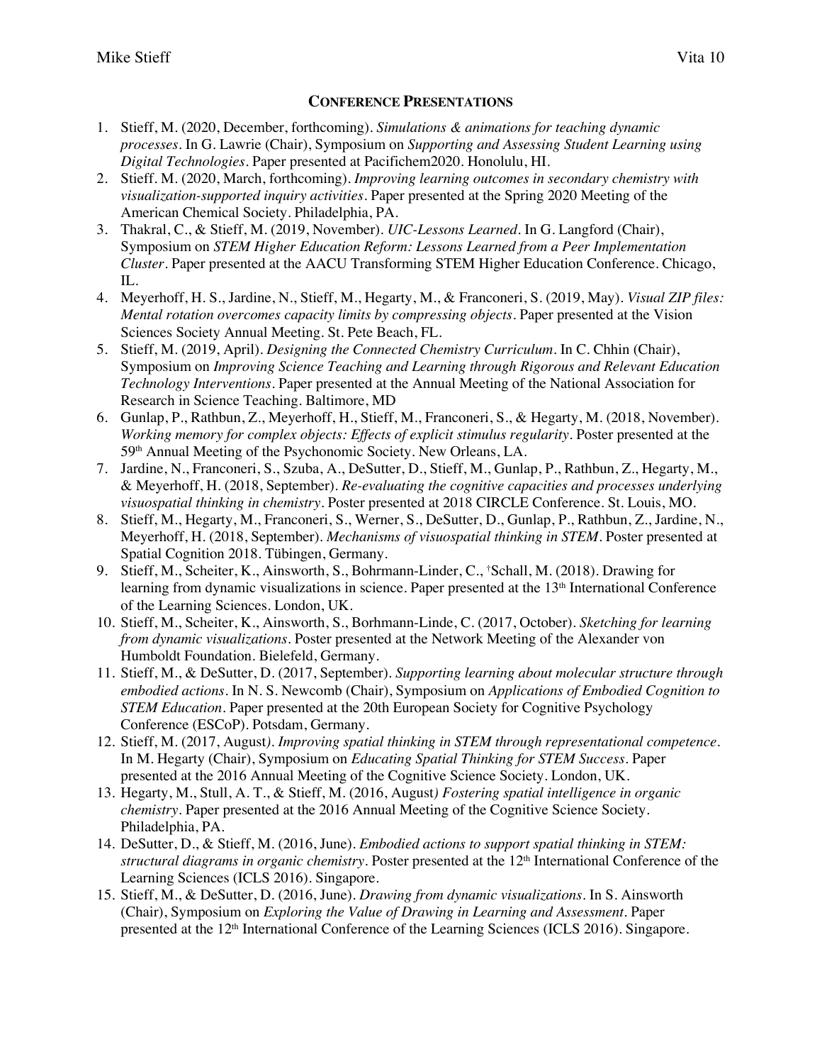## CONFERENCE PRESENTATIONS

1. Stieff, M. (2020, December, forthcoming). *Simulations & animations for teaching dynamic processes*. In G. Lawrie (Chair), Symposium on *Supporting and Assessing Student Learning using Digital Technologies*. Paper presented at Pacifichem2020. Honolulu, HI.
2. Stieff. M. (2020, March, forthcoming). *Improving learning outcomes in secondary chemistry with visualization-supported inquiry activities*. Paper presented at the Spring 2020 Meeting of the American Chemical Society. Philadelphia, PA.
3. Thakral, C., & Stieff, M. (2019, November). *UIC-Lessons Learned*. In G. Langford (Chair), Symposium on *STEM Higher Education Reform: Lessons Learned from a Peer Implementation Cluster*. Paper presented at the AACU Transforming STEM Higher Education Conference. Chicago, IL.
4. Meyerhoff, H. S., Jardine, N., Stieff, M., Hegarty, M., & Franconeri, S. (2019, May). *Visual ZIP files: Mental rotation overcomes capacity limits by compressing objects*. Paper presented at the Vision Sciences Society Annual Meeting. St. Pete Beach, FL.
5. Stieff, M. (2019, April). *Designing the Connected Chemistry Curriculum*. In C. Chhin (Chair), Symposium on *Improving Science Teaching and Learning through Rigorous and Relevant Education Technology Interventions*. Paper presented at the Annual Meeting of the National Association for Research in Science Teaching. Baltimore, MD
6. Gunlap, P., Rathbun, Z., Meyerhoff, H., Stieff, M., Franconeri, S., & Hegarty, M. (2018, November). *Working memory for complex objects: Effects of explicit stimulus regularity*. Poster presented at the 59th Annual Meeting of the Psychonomic Society. New Orleans, LA.
7. Jardine, N., Franconeri, S., Szuba, A., DeSutter, D., Stieff, M., Gunlap, P., Rathbun, Z., Hegarty, M., & Meyerhoff, H. (2018, September). *Re-evaluating the cognitive capacities and processes underlying visuospatial thinking in chemistry*. Poster presented at 2018 CIRCLE Conference. St. Louis, MO.
8. Stieff, M., Hegarty, M., Franconeri, S., Werner, S., DeSutter, D., Gunlap, P., Rathbun, Z., Jardine, N., Meyerhoff, H. (2018, September). *Mechanisms of visuospatial thinking in STEM*. Poster presented at Spatial Cognition 2018. Tübingen, Germany.
9. Stieff, M., Scheiter, K., Ainsworth, S., Bohrmann-Linder, C., †Schall, M. (2018). Drawing for learning from dynamic visualizations in science. Paper presented at the 13th International Conference of the Learning Sciences. London, UK.
10. Stieff, M., Scheiter, K., Ainsworth, S., Borhmann-Linde, C. (2017, October). *Sketching for learning from dynamic visualizations*. Poster presented at the Network Meeting of the Alexander von Humboldt Foundation. Bielefeld, Germany.
11. Stieff, M., & DeSutter, D. (2017, September). *Supporting learning about molecular structure through embodied actions*. In N. S. Newcomb (Chair), Symposium on *Applications of Embodied Cognition to STEM Education*. Paper presented at the 20th European Society for Cognitive Psychology Conference (ESCoP). Potsdam, Germany.
12. Stieff, M. (2017, August*). Improving spatial thinking in STEM through representational competence*. In M. Hegarty (Chair), Symposium on *Educating Spatial Thinking for STEM Success*. Paper presented at the 2016 Annual Meeting of the Cognitive Science Society. London, UK.
13. Hegarty, M., Stull, A. T., & Stieff, M. (2016, August*) Fostering spatial intelligence in organic chemistry*. Paper presented at the 2016 Annual Meeting of the Cognitive Science Society. Philadelphia, PA.
14. DeSutter, D., & Stieff, M. (2016, June). *Embodied actions to support spatial thinking in STEM: structural diagrams in organic chemistry*. Poster presented at the 12th International Conference of the Learning Sciences (ICLS 2016). Singapore.
15. Stieff, M., & DeSutter, D. (2016, June). *Drawing from dynamic visualizations*. In S. Ainsworth (Chair), Symposium on *Exploring the Value of Drawing in Learning and Assessment*. Paper presented at the 12th International Conference of the Learning Sciences (ICLS 2016). Singapore.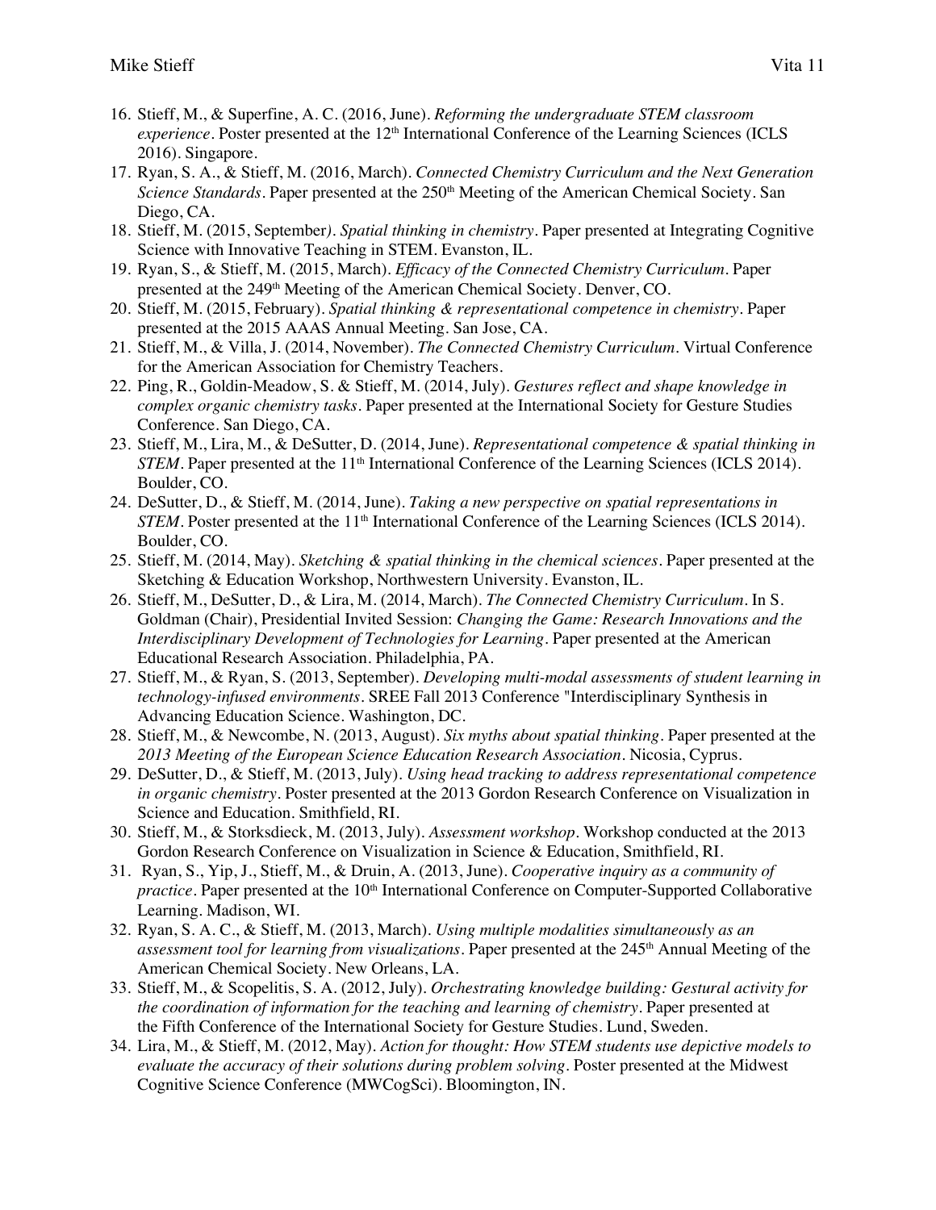16. Stieff, M., & Superfine, A. C. (2016, June). *Reforming the undergraduate STEM classroom experience*. Poster presented at the 12th International Conference of the Learning Sciences (ICLS 2016). Singapore.
17. Ryan, S. A., & Stieff, M. (2016, March). *Connected Chemistry Curriculum and the Next Generation Science Standards*. Paper presented at the 250th Meeting of the American Chemical Society. San Diego, CA.
18. Stieff, M. (2015, September). *Spatial thinking in chemistry*. Paper presented at Integrating Cognitive Science with Innovative Teaching in STEM. Evanston, IL.
19. Ryan, S., & Stieff, M. (2015, March). *Efficacy of the Connected Chemistry Curriculum*. Paper presented at the 249th Meeting of the American Chemical Society. Denver, CO.
20. Stieff, M. (2015, February). *Spatial thinking & representational competence in chemistry*. Paper presented at the 2015 AAAS Annual Meeting. San Jose, CA.
21. Stieff, M., & Villa, J. (2014, November). *The Connected Chemistry Curriculum*. Virtual Conference for the American Association for Chemistry Teachers.
22. Ping, R., Goldin-Meadow, S. & Stieff, M. (2014, July). *Gestures reflect and shape knowledge in complex organic chemistry tasks*. Paper presented at the International Society for Gesture Studies Conference. San Diego, CA.
23. Stieff, M., Lira, M., & DeSutter, D. (2014, June). *Representational competence & spatial thinking in STEM*. Paper presented at the 11th International Conference of the Learning Sciences (ICLS 2014). Boulder, CO.
24. DeSutter, D., & Stieff, M. (2014, June). *Taking a new perspective on spatial representations in STEM*. Poster presented at the 11th International Conference of the Learning Sciences (ICLS 2014). Boulder, CO.
25. Stieff, M. (2014, May). *Sketching & spatial thinking in the chemical sciences*. Paper presented at the Sketching & Education Workshop, Northwestern University. Evanston, IL.
26. Stieff, M., DeSutter, D., & Lira, M. (2014, March). *The Connected Chemistry Curriculum*. In S. Goldman (Chair), Presidential Invited Session: *Changing the Game: Research Innovations and the Interdisciplinary Development of Technologies for Learning*. Paper presented at the American Educational Research Association. Philadelphia, PA.
27. Stieff, M., & Ryan, S. (2013, September). *Developing multi-modal assessments of student learning in technology-infused environments*. SREE Fall 2013 Conference "Interdisciplinary Synthesis in Advancing Education Science. Washington, DC.
28. Stieff, M., & Newcombe, N. (2013, August). *Six myths about spatial thinking*. Paper presented at the *2013 Meeting of the European Science Education Research Association*. Nicosia, Cyprus.
29. DeSutter, D., & Stieff, M. (2013, July). *Using head tracking to address representational competence in organic chemistry*. Poster presented at the 2013 Gordon Research Conference on Visualization in Science and Education. Smithfield, RI.
30. Stieff, M., & Storksdieck, M. (2013, July). *Assessment workshop*. Workshop conducted at the 2013 Gordon Research Conference on Visualization in Science & Education, Smithfield, RI.
31. Ryan, S., Yip, J., Stieff, M., & Druin, A. (2013, June). *Cooperative inquiry as a community of practice*. Paper presented at the 10th International Conference on Computer-Supported Collaborative Learning. Madison, WI.
32. Ryan, S. A. C., & Stieff, M. (2013, March). *Using multiple modalities simultaneously as an assessment tool for learning from visualizations*. Paper presented at the 245th Annual Meeting of the American Chemical Society. New Orleans, LA.
33. Stieff, M., & Scopelitis, S. A. (2012, July). *Orchestrating knowledge building: Gestural activity for the coordination of information for the teaching and learning of chemistry*. Paper presented at the Fifth Conference of the International Society for Gesture Studies. Lund, Sweden.
34. Lira, M., & Stieff, M. (2012, May). *Action for thought: How STEM students use depictive models to evaluate the accuracy of their solutions during problem solving*. Poster presented at the Midwest Cognitive Science Conference (MWCogSci). Bloomington, IN.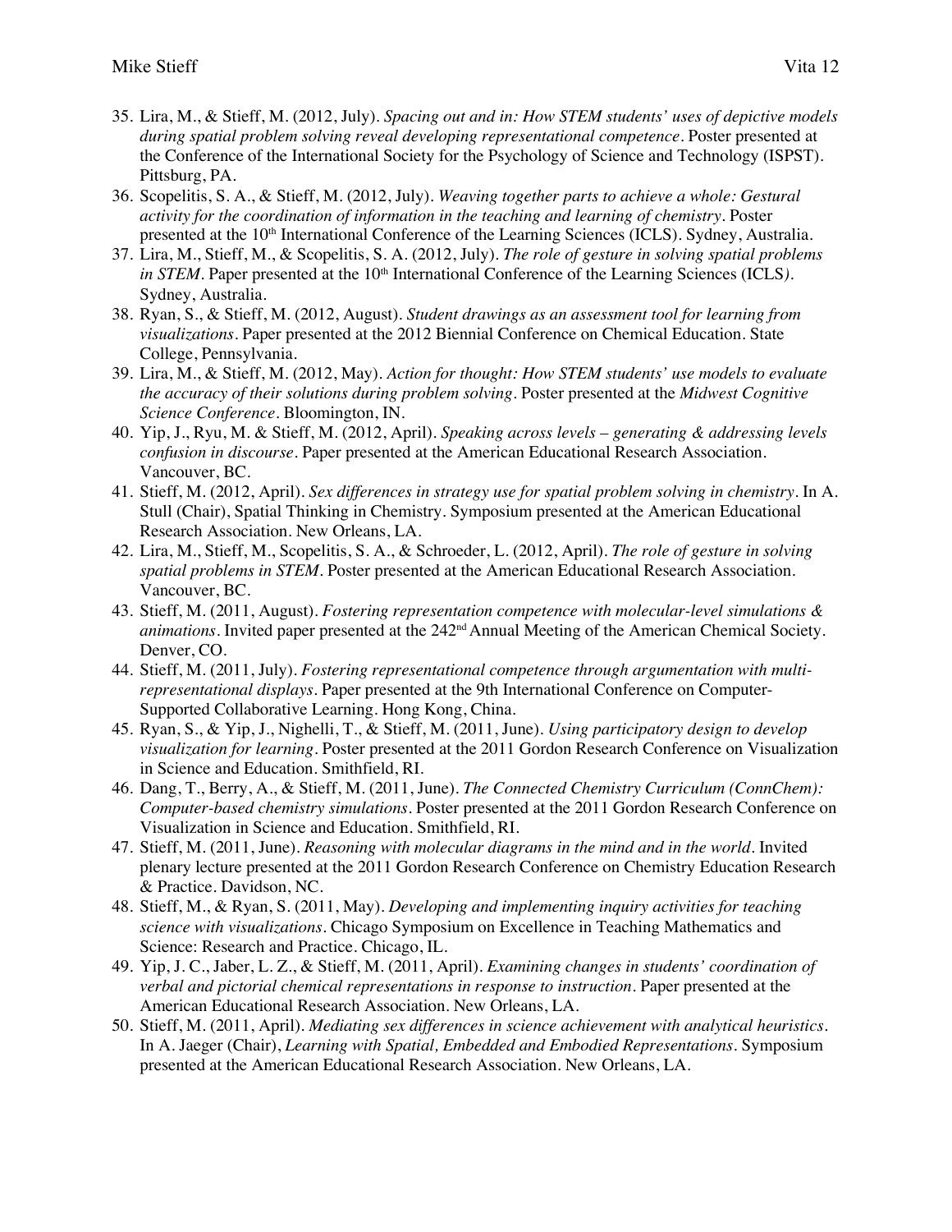35. Lira, M., & Stieff, M. (2012, July). *Spacing out and in: How STEM students' uses of depictive models during spatial problem solving reveal developing representational competence*. Poster presented at the Conference of the International Society for the Psychology of Science and Technology (ISPST). Pittsburg, PA.
36. Scopelitis, S. A., & Stieff, M. (2012, July). *Weaving together parts to achieve a whole: Gestural activity for the coordination of information in the teaching and learning of chemistry*. Poster presented at the 10th International Conference of the Learning Sciences (ICLS). Sydney, Australia.
37. Lira, M., Stieff, M., & Scopelitis, S. A. (2012, July). *The role of gesture in solving spatial problems in STEM*. Paper presented at the 10th International Conference of the Learning Sciences (ICLS*)*. Sydney, Australia.
38. Ryan, S., & Stieff, M. (2012, August). *Student drawings as an assessment tool for learning from visualizations*. Paper presented at the 2012 Biennial Conference on Chemical Education. State College, Pennsylvania.
39. Lira, M., & Stieff, M. (2012, May). *Action for thought: How STEM students' use models to evaluate the accuracy of their solutions during problem solving*. Poster presented at the *Midwest Cognitive Science Conference*. Bloomington, IN.
40. Yip, J., Ryu, M. & Stieff, M. (2012, April). *Speaking across levels – generating & addressing levels confusion in discourse*. Paper presented at the American Educational Research Association. Vancouver, BC.
41. Stieff, M. (2012, April). *Sex differences in strategy use for spatial problem solving in chemistry*. In A. Stull (Chair), Spatial Thinking in Chemistry. Symposium presented at the American Educational Research Association. New Orleans, LA.
42. Lira, M., Stieff, M., Scopelitis, S. A., & Schroeder, L. (2012, April). *The role of gesture in solving spatial problems in STEM*. Poster presented at the American Educational Research Association. Vancouver, BC.
43. Stieff, M. (2011, August). *Fostering representation competence with molecular-level simulations & animations*. Invited paper presented at the 242nd Annual Meeting of the American Chemical Society. Denver, CO.
44. Stieff, M. (2011, July). *Fostering representational competence through argumentation with multi-representational displays*. Paper presented at the 9th International Conference on Computer-Supported Collaborative Learning. Hong Kong, China.
45. Ryan, S., & Yip, J., Nighelli, T., & Stieff, M. (2011, June). *Using participatory design to develop visualization for learning*. Poster presented at the 2011 Gordon Research Conference on Visualization in Science and Education. Smithfield, RI.
46. Dang, T., Berry, A., & Stieff, M. (2011, June). *The Connected Chemistry Curriculum (ConnChem): Computer-based chemistry simulations*. Poster presented at the 2011 Gordon Research Conference on Visualization in Science and Education. Smithfield, RI.
47. Stieff, M. (2011, June). *Reasoning with molecular diagrams in the mind and in the world*. Invited plenary lecture presented at the 2011 Gordon Research Conference on Chemistry Education Research & Practice. Davidson, NC.
48. Stieff, M., & Ryan, S. (2011, May). *Developing and implementing inquiry activities for teaching science with visualizations*. Chicago Symposium on Excellence in Teaching Mathematics and Science: Research and Practice. Chicago, IL.
49. Yip, J. C., Jaber, L. Z., & Stieff, M. (2011, April). *Examining changes in students' coordination of verbal and pictorial chemical representations in response to instruction*. Paper presented at the American Educational Research Association. New Orleans, LA.
50. Stieff, M. (2011, April). *Mediating sex differences in science achievement with analytical heuristics*. In A. Jaeger (Chair), *Learning with Spatial, Embedded and Embodied Representations*. Symposium presented at the American Educational Research Association. New Orleans, LA.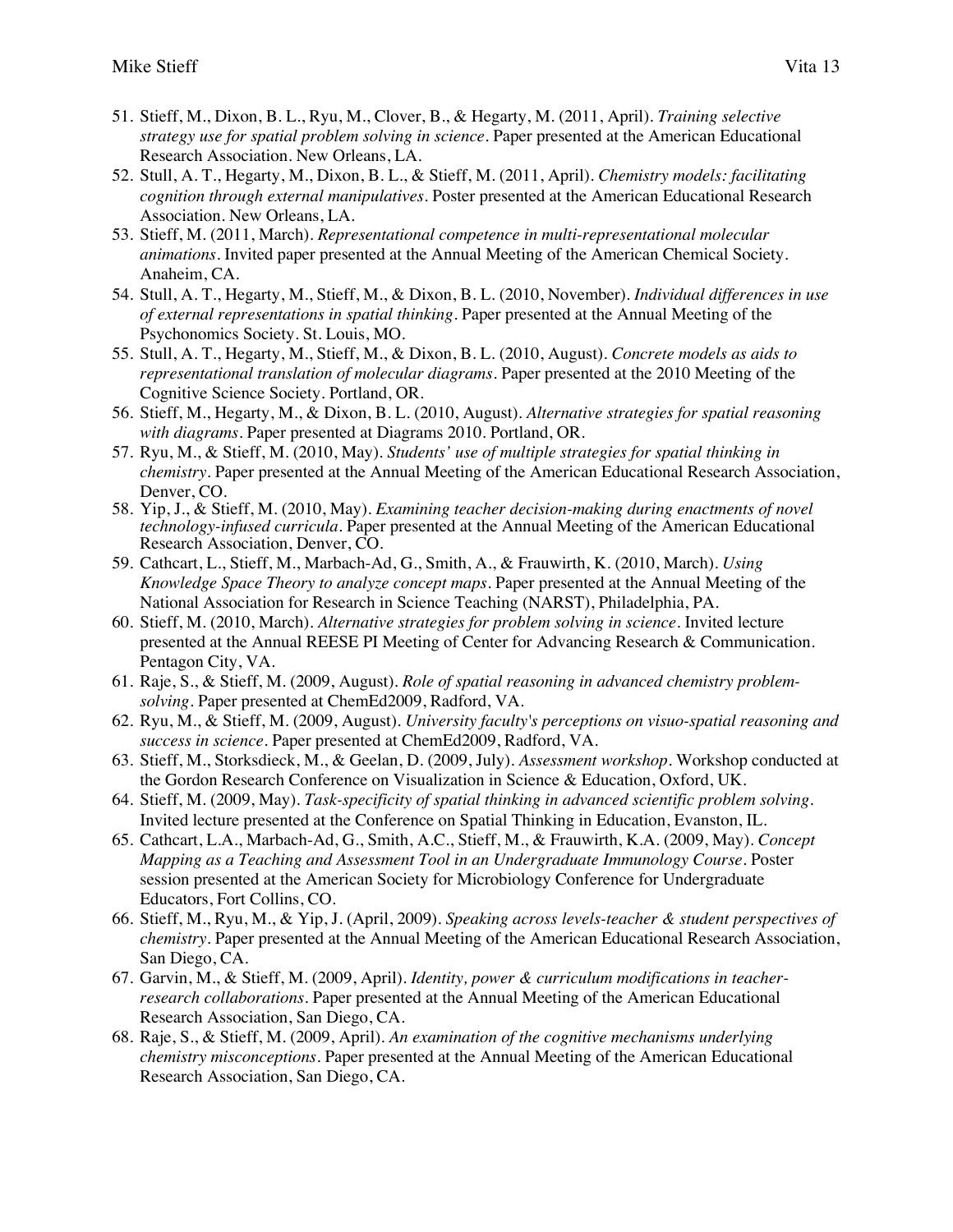51. Stieff, M., Dixon, B. L., Ryu, M., Clover, B., & Hegarty, M. (2011, April). *Training selective strategy use for spatial problem solving in science*. Paper presented at the American Educational Research Association. New Orleans, LA.
52. Stull, A. T., Hegarty, M., Dixon, B. L., & Stieff, M. (2011, April). *Chemistry models: facilitating cognition through external manipulatives*. Poster presented at the American Educational Research Association. New Orleans, LA.
53. Stieff, M. (2011, March). *Representational competence in multi-representational molecular animations*. Invited paper presented at the Annual Meeting of the American Chemical Society. Anaheim, CA.
54. Stull, A. T., Hegarty, M., Stieff, M., & Dixon, B. L. (2010, November). *Individual differences in use of external representations in spatial thinking*. Paper presented at the Annual Meeting of the Psychonomics Society. St. Louis, MO.
55. Stull, A. T., Hegarty, M., Stieff, M., & Dixon, B. L. (2010, August). *Concrete models as aids to representational translation of molecular diagrams*. Paper presented at the 2010 Meeting of the Cognitive Science Society. Portland, OR.
56. Stieff, M., Hegarty, M., & Dixon, B. L. (2010, August). *Alternative strategies for spatial reasoning with diagrams*. Paper presented at Diagrams 2010. Portland, OR.
57. Ryu, M., & Stieff, M. (2010, May). *Students' use of multiple strategies for spatial thinking in chemistry*. Paper presented at the Annual Meeting of the American Educational Research Association, Denver, CO.
58. Yip, J., & Stieff, M. (2010, May). *Examining teacher decision-making during enactments of novel technology-infused curricula*. Paper presented at the Annual Meeting of the American Educational Research Association, Denver, CO.
59. Cathcart, L., Stieff, M., Marbach-Ad, G., Smith, A., & Frauwirth, K. (2010, March). *Using Knowledge Space Theory to analyze concept maps*. Paper presented at the Annual Meeting of the National Association for Research in Science Teaching (NARST), Philadelphia, PA.
60. Stieff, M. (2010, March). *Alternative strategies for problem solving in science*. Invited lecture presented at the Annual REESE PI Meeting of Center for Advancing Research & Communication. Pentagon City, VA.
61. Raje, S., & Stieff, M. (2009, August). *Role of spatial reasoning in advanced chemistry problem-solving*. Paper presented at ChemEd2009, Radford, VA.
62. Ryu, M., & Stieff, M. (2009, August). *University faculty's perceptions on visuo-spatial reasoning and success in science*. Paper presented at ChemEd2009, Radford, VA.
63. Stieff, M., Storksdieck, M., & Geelan, D. (2009, July). *Assessment workshop*. Workshop conducted at the Gordon Research Conference on Visualization in Science & Education, Oxford, UK.
64. Stieff, M. (2009, May). *Task-specificity of spatial thinking in advanced scientific problem solving*. Invited lecture presented at the Conference on Spatial Thinking in Education, Evanston, IL.
65. Cathcart, L.A., Marbach-Ad, G., Smith, A.C., Stieff, M., & Frauwirth, K.A. (2009, May). *Concept Mapping as a Teaching and Assessment Tool in an Undergraduate Immunology Course*. Poster session presented at the American Society for Microbiology Conference for Undergraduate Educators, Fort Collins, CO.
66. Stieff, M., Ryu, M., & Yip, J. (April, 2009). *Speaking across levels-teacher & student perspectives of chemistry*. Paper presented at the Annual Meeting of the American Educational Research Association, San Diego, CA.
67. Garvin, M., & Stieff, M. (2009, April). *Identity, power & curriculum modifications in teacher-research collaborations*. Paper presented at the Annual Meeting of the American Educational Research Association, San Diego, CA.
68. Raje, S., & Stieff, M. (2009, April). *An examination of the cognitive mechanisms underlying chemistry misconceptions*. Paper presented at the Annual Meeting of the American Educational Research Association, San Diego, CA.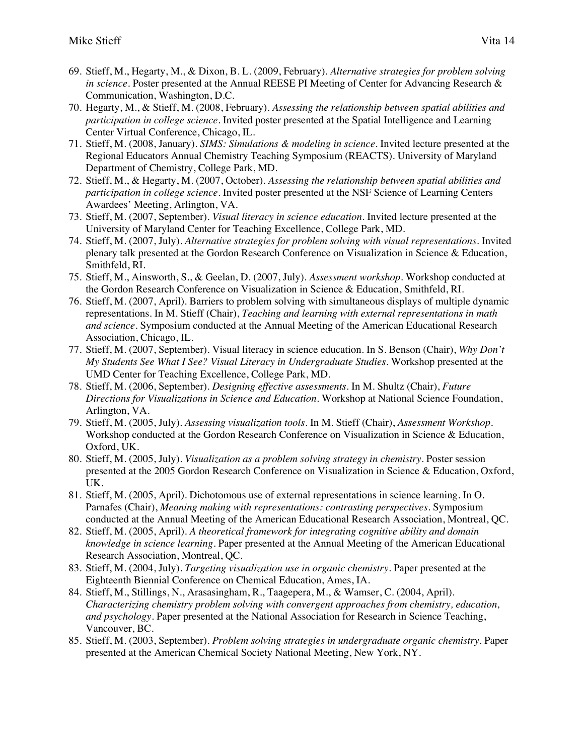69. Stieff, M., Hegarty, M., & Dixon, B. L. (2009, February). *Alternative strategies for problem solving in science*. Poster presented at the Annual REESE PI Meeting of Center for Advancing Research & Communication, Washington, D.C.
70. Hegarty, M., & Stieff, M. (2008, February). *Assessing the relationship between spatial abilities and participation in college science*. Invited poster presented at the Spatial Intelligence and Learning Center Virtual Conference, Chicago, IL.
71. Stieff, M. (2008, January). *SIMS: Simulations & modeling in science*. Invited lecture presented at the Regional Educators Annual Chemistry Teaching Symposium (REACTS). University of Maryland Department of Chemistry, College Park, MD.
72. Stieff, M., & Hegarty, M. (2007, October). *Assessing the relationship between spatial abilities and participation in college science*. Invited poster presented at the NSF Science of Learning Centers Awardees' Meeting, Arlington, VA.
73. Stieff, M. (2007, September). *Visual literacy in science education*. Invited lecture presented at the University of Maryland Center for Teaching Excellence, College Park, MD.
74. Stieff, M. (2007, July). *Alternative strategies for problem solving with visual representations*. Invited plenary talk presented at the Gordon Research Conference on Visualization in Science & Education, Smithfeld, RI.
75. Stieff, M., Ainsworth, S., & Geelan, D. (2007, July). *Assessment workshop*. Workshop conducted at the Gordon Research Conference on Visualization in Science & Education, Smithfeld, RI.
76. Stieff, M. (2007, April). Barriers to problem solving with simultaneous displays of multiple dynamic representations. In M. Stieff (Chair), *Teaching and learning with external representations in math and science*. Symposium conducted at the Annual Meeting of the American Educational Research Association, Chicago, IL.
77. Stieff, M. (2007, September). Visual literacy in science education. In S. Benson (Chair), *Why Don't My Students See What I See? Visual Literacy in Undergraduate Studies*. Workshop presented at the UMD Center for Teaching Excellence, College Park, MD.
78. Stieff, M. (2006, September). *Designing effective assessments*. In M. Shultz (Chair), *Future Directions for Visualizations in Science and Education*. Workshop at National Science Foundation, Arlington, VA.
79. Stieff, M. (2005, July). *Assessing visualization tools*. In M. Stieff (Chair), *Assessment Workshop*. Workshop conducted at the Gordon Research Conference on Visualization in Science & Education, Oxford, UK.
80. Stieff, M. (2005, July). *Visualization as a problem solving strategy in chemistry*. Poster session presented at the 2005 Gordon Research Conference on Visualization in Science & Education, Oxford, UK.
81. Stieff, M. (2005, April). Dichotomous use of external representations in science learning. In O. Parnafes (Chair), *Meaning making with representations: contrasting perspectives*. Symposium conducted at the Annual Meeting of the American Educational Research Association, Montreal, QC.
82. Stieff, M. (2005, April). *A theoretical framework for integrating cognitive ability and domain knowledge in science learning*. Paper presented at the Annual Meeting of the American Educational Research Association, Montreal, QC.
83. Stieff, M. (2004, July). *Targeting visualization use in organic chemistry*. Paper presented at the Eighteenth Biennial Conference on Chemical Education, Ames, IA.
84. Stieff, M., Stillings, N., Arasasingham, R., Taagepera, M., & Wamser, C. (2004, April). *Characterizing chemistry problem solving with convergent approaches from chemistry, education, and psychology*. Paper presented at the National Association for Research in Science Teaching, Vancouver, BC.
85. Stieff, M. (2003, September). *Problem solving strategies in undergraduate organic chemistry*. Paper presented at the American Chemical Society National Meeting, New York, NY.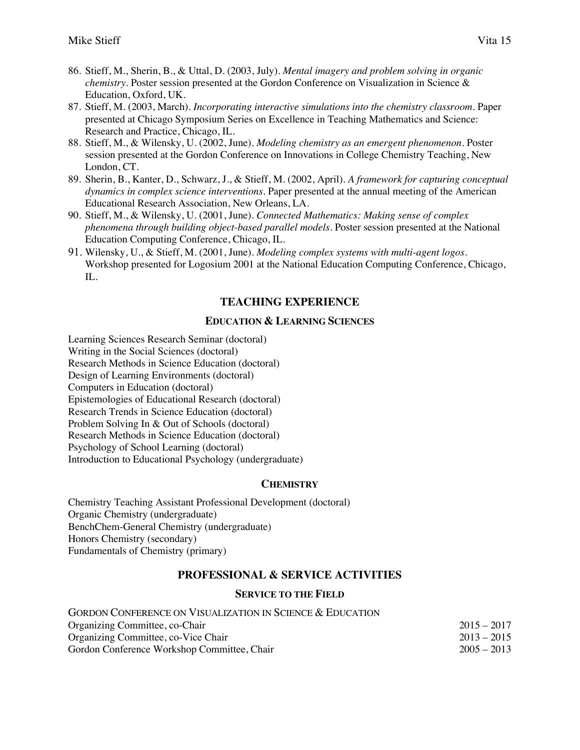86. Stieff, M., Sherin, B., & Uttal, D. (2003, July). *Mental imagery and problem solving in organic chemistry*. Poster session presented at the Gordon Conference on Visualization in Science & Education, Oxford, UK.
87. Stieff, M. (2003, March). *Incorporating interactive simulations into the chemistry classroom*. Paper presented at Chicago Symposium Series on Excellence in Teaching Mathematics and Science: Research and Practice, Chicago, IL.
88. Stieff, M., & Wilensky, U. (2002, June). *Modeling chemistry as an emergent phenomenon*. Poster session presented at the Gordon Conference on Innovations in College Chemistry Teaching, New London, CT.
89. Sherin, B., Kanter, D., Schwarz, J., & Stieff, M. (2002, April). *A framework for capturing conceptual dynamics in complex science interventions*. Paper presented at the annual meeting of the American Educational Research Association, New Orleans, LA.
90. Stieff, M., & Wilensky, U. (2001, June). *Connected Mathematics: Making sense of complex phenomena through building object-based parallel models*. Poster session presented at the National Education Computing Conference, Chicago, IL.
91. Wilensky, U., & Stieff, M. (2001, June). *Modeling complex systems with multi-agent logos*. Workshop presented for Logosium 2001 at the National Education Computing Conference, Chicago, IL.

## TEACHING EXPERIENCE

### Education & Learning Sciences

Learning Sciences Research Seminar (doctoral)
Writing in the Social Sciences (doctoral)
Research Methods in Science Education (doctoral)
Design of Learning Environments (doctoral)
Computers in Education (doctoral)
Epistemologies of Educational Research (doctoral)
Research Trends in Science Education (doctoral)
Problem Solving In & Out of Schools (doctoral)
Research Methods in Science Education (doctoral)
Psychology of School Learning (doctoral)
Introduction to Educational Psychology (undergraduate)

### Chemistry

Chemistry Teaching Assistant Professional Development (doctoral)
Organic Chemistry (undergraduate)
BenchChem-General Chemistry (undergraduate)
Honors Chemistry (secondary)
Fundamentals of Chemistry (primary)

## PROFESSIONAL & SERVICE ACTIVITIES

### Service to the Field

Gordon Conference on Visualization in Science & Education

Organizing Committee, co-Chair 2015 – 2017
Organizing Committee, co-Vice Chair 2013 – 2015
Gordon Conference Workshop Committee, Chair 2005 – 2013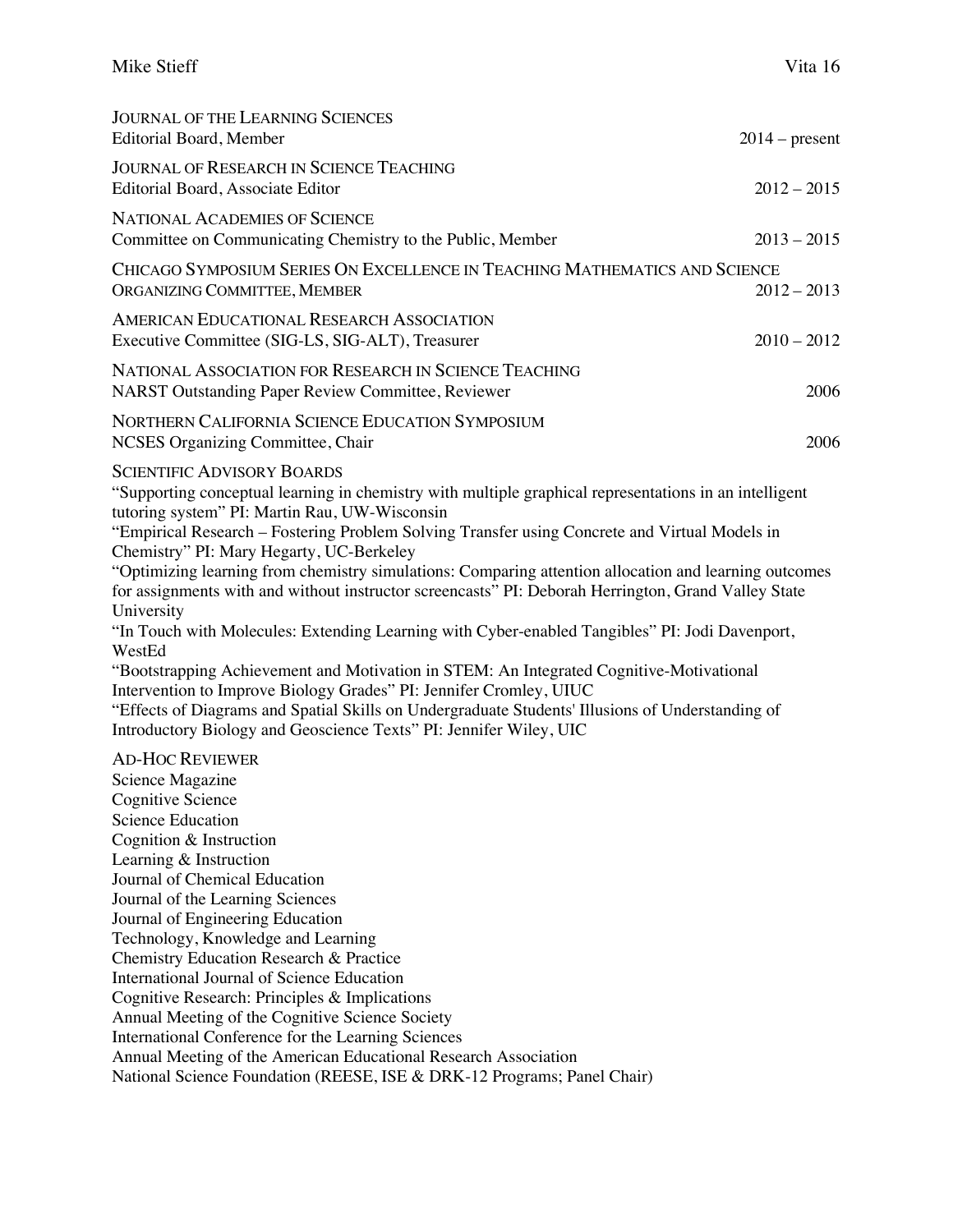JOURNAL OF THE LEARNING SCIENCES
Editorial Board, Member 2014 – present

JOURNAL OF RESEARCH IN SCIENCE TEACHING
Editorial Board, Associate Editor 2012 – 2015

NATIONAL ACADEMIES OF SCIENCE
Committee on Communicating Chemistry to the Public, Member 2013 – 2015

CHICAGO SYMPOSIUM SERIES ON EXCELLENCE IN TEACHING MATHEMATICS AND SCIENCE
ORGANIZING COMMITTEE, MEMBER 2012 – 2013

AMERICAN EDUCATIONAL RESEARCH ASSOCIATION
Executive Committee (SIG-LS, SIG-ALT), Treasurer 2010 – 2012

NATIONAL ASSOCIATION FOR RESEARCH IN SCIENCE TEACHING
NARST Outstanding Paper Review Committee, Reviewer 2006

NORTHERN CALIFORNIA SCIENCE EDUCATION SYMPOSIUM
NCSES Organizing Committee, Chair 2006

SCIENTIFIC ADVISORY BOARDS
"Supporting conceptual learning in chemistry with multiple graphical representations in an intelligent tutoring system" PI: Martin Rau, UW-Wisconsin
"Empirical Research – Fostering Problem Solving Transfer using Concrete and Virtual Models in Chemistry" PI: Mary Hegarty, UC-Berkeley
"Optimizing learning from chemistry simulations: Comparing attention allocation and learning outcomes for assignments with and without instructor screencasts" PI: Deborah Herrington, Grand Valley State University
"In Touch with Molecules: Extending Learning with Cyber-enabled Tangibles" PI: Jodi Davenport, WestEd
"Bootstrapping Achievement and Motivation in STEM: An Integrated Cognitive-Motivational Intervention to Improve Biology Grades" PI: Jennifer Cromley, UIUC
"Effects of Diagrams and Spatial Skills on Undergraduate Students' Illusions of Understanding of Introductory Biology and Geoscience Texts" PI: Jennifer Wiley, UIC

AD-HOC REVIEWER
Science Magazine
Cognitive Science
Science Education
Cognition & Instruction
Learning & Instruction
Journal of Chemical Education
Journal of the Learning Sciences
Journal of Engineering Education
Technology, Knowledge and Learning
Chemistry Education Research & Practice
International Journal of Science Education
Cognitive Research: Principles & Implications
Annual Meeting of the Cognitive Science Society
International Conference for the Learning Sciences
Annual Meeting of the American Educational Research Association
National Science Foundation (REESE, ISE & DRK-12 Programs; Panel Chair)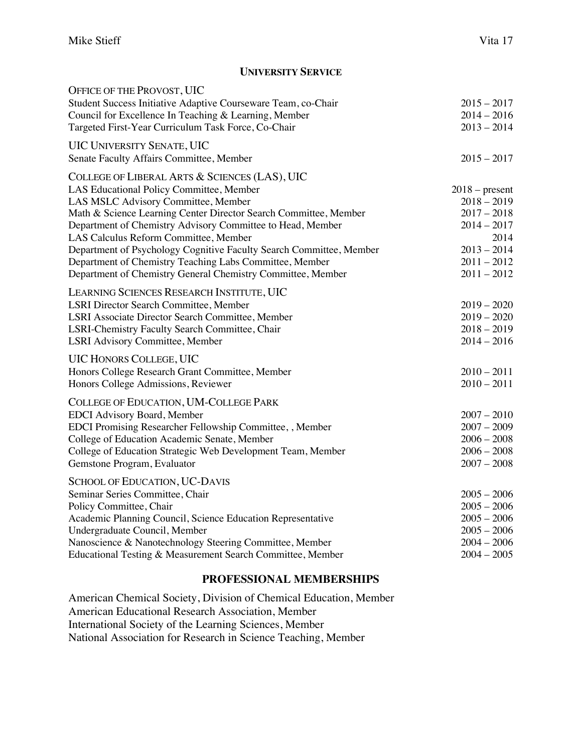## University Service

### Office of the Provost, UIC

| | |
|---|---|
| Student Success Initiative Adaptive Courseware Team, co-Chair | 2015 – 2017 |
| Council for Excellence In Teaching & Learning, Member | 2014 – 2016 |
| Targeted First-Year Curriculum Task Force, Co-Chair | 2013 – 2014 |

### UIC University Senate, UIC

| | |
|---|---|
| Senate Faculty Affairs Committee, Member | 2015 – 2017 |

### College of Liberal Arts & Sciences (LAS), UIC

| | |
|---|---|
| LAS Educational Policy Committee, Member | 2018 – present |
| LAS MSLC Advisory Committee, Member | 2018 – 2019 |
| Math & Science Learning Center Director Search Committee, Member | 2017 – 2018 |
| Department of Chemistry Advisory Committee to Head, Member | 2014 – 2017 |
| LAS Calculus Reform Committee, Member | 2014 |
| Department of Psychology Cognitive Faculty Search Committee, Member | 2013 – 2014 |
| Department of Chemistry Teaching Labs Committee, Member | 2011 – 2012 |
| Department of Chemistry General Chemistry Committee, Member | 2011 – 2012 |

### Learning Sciences Research Institute, UIC

| | |
|---|---|
| LSRI Director Search Committee, Member | 2019 – 2020 |
| LSRI Associate Director Search Committee, Member | 2019 – 2020 |
| LSRI-Chemistry Faculty Search Committee, Chair | 2018 – 2019 |
| LSRI Advisory Committee, Member | 2014 – 2016 |

### UIC Honors College, UIC

| | |
|---|---|
| Honors College Research Grant Committee, Member | 2010 – 2011 |
| Honors College Admissions, Reviewer | 2010 – 2011 |

### College of Education, UM-College Park

| | |
|---|---|
| EDCI Advisory Board, Member | 2007 – 2010 |
| EDCI Promising Researcher Fellowship Committee, , Member | 2007 – 2009 |
| College of Education Academic Senate, Member | 2006 – 2008 |
| College of Education Strategic Web Development Team, Member | 2006 – 2008 |
| Gemstone Program, Evaluator | 2007 – 2008 |

### School of Education, UC-Davis

| | |
|---|---|
| Seminar Series Committee, Chair | 2005 – 2006 |
| Policy Committee, Chair | 2005 – 2006 |
| Academic Planning Council, Science Education Representative | 2005 – 2006 |
| Undergraduate Council, Member | 2005 – 2006 |
| Nanoscience & Nanotechnology Steering Committee, Member | 2004 – 2006 |
| Educational Testing & Measurement Search Committee, Member | 2004 – 2005 |

## PROFESSIONAL MEMBERSHIPS

American Chemical Society, Division of Chemical Education, Member
American Educational Research Association, Member
International Society of the Learning Sciences, Member
National Association for Research in Science Teaching, Member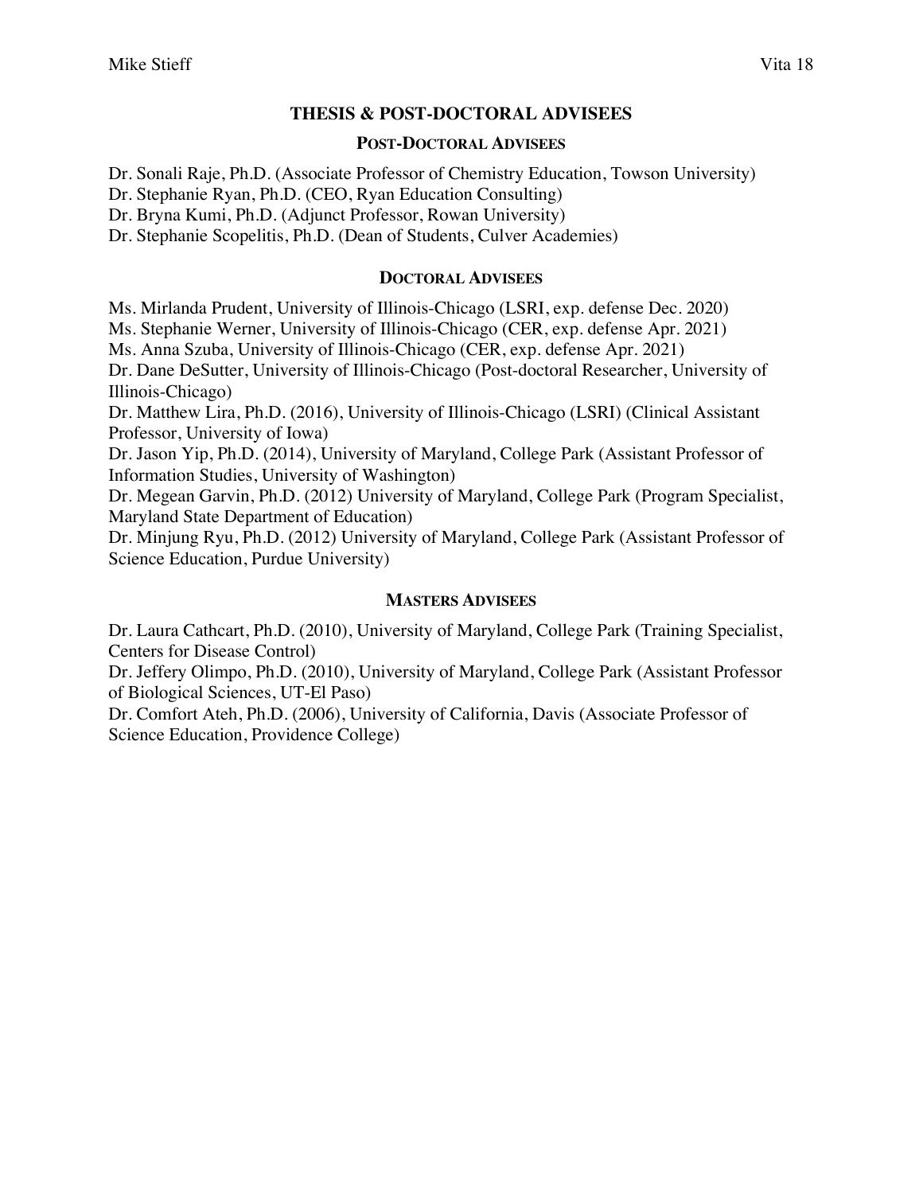## THESIS & POST-DOCTORAL ADVISEES

### Post-Doctoral Advisees

Dr. Sonali Raje, Ph.D. (Associate Professor of Chemistry Education, Towson University)
Dr. Stephanie Ryan, Ph.D. (CEO, Ryan Education Consulting)
Dr. Bryna Kumi, Ph.D. (Adjunct Professor, Rowan University)
Dr. Stephanie Scopelitis, Ph.D. (Dean of Students, Culver Academies)

### Doctoral Advisees

Ms. Mirlanda Prudent, University of Illinois-Chicago (LSRI, exp. defense Dec. 2020)
Ms. Stephanie Werner, University of Illinois-Chicago (CER, exp. defense Apr. 2021)
Ms. Anna Szuba, University of Illinois-Chicago (CER, exp. defense Apr. 2021)
Dr. Dane DeSutter, University of Illinois-Chicago (Post-doctoral Researcher, University of Illinois-Chicago)
Dr. Matthew Lira, Ph.D. (2016), University of Illinois-Chicago (LSRI) (Clinical Assistant Professor, University of Iowa)
Dr. Jason Yip, Ph.D. (2014), University of Maryland, College Park (Assistant Professor of Information Studies, University of Washington)
Dr. Megean Garvin, Ph.D. (2012) University of Maryland, College Park (Program Specialist, Maryland State Department of Education)
Dr. Minjung Ryu, Ph.D. (2012) University of Maryland, College Park (Assistant Professor of Science Education, Purdue University)

### Masters Advisees

Dr. Laura Cathcart, Ph.D. (2010), University of Maryland, College Park (Training Specialist, Centers for Disease Control)
Dr. Jeffery Olimpo, Ph.D. (2010), University of Maryland, College Park (Assistant Professor of Biological Sciences, UT-El Paso)
Dr. Comfort Ateh, Ph.D. (2006), University of California, Davis (Associate Professor of Science Education, Providence College)